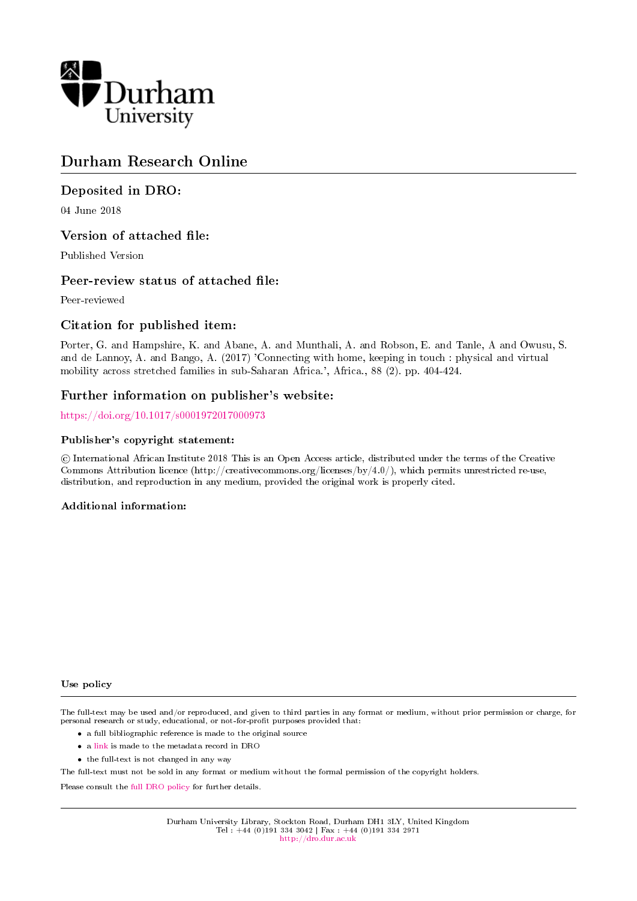Durham University

# Durham Research Online

## Deposited in DRO:

04 June 2018

## Version of attached file:

Published Version

## Peer-review status of attached file:

Peer-reviewed

## Citation for published item:

Porter, G. and Hampshire, K. and Abane, A. and Munthali, A. and Robson, E. and Tanle, A and Owusu, S. and de Lannoy, A. and Bango, A. (2017) 'Connecting with home, keeping in touch : physical and virtual mobility across stretched families in sub-Saharan Africa.', Africa., 88 (2). pp. 404-424.

## Further information on publisher's website:

https://doi.org/10.1017/s0001972017000973

### Publisher's copyright statement:

© International African Institute 2018 This is an Open Access article, distributed under the terms of the Creative Commons Attribution licence (http://creativecommons.org/licenses/by/4.0/), which permits unrestricted re-use, distribution, and reproduction in any medium, provided the original work is properly cited.

### Additional information:

### Use policy

The full-text may be used and/or reproduced, and given to third parties in any format or medium, without prior permission or charge, for personal research or study, educational, or not-for-profit purposes provided that:

- a full bibliographic reference is made to the original source
- a link is made to the metadata record in DRO
- the full-text is not changed in any way

The full-text must not be sold in any format or medium without the formal permission of the copyright holders.

Please consult the full DRO policy for further details.

Durham University Library, Stockton Road, Durham DH1 3LY, United Kingdom
Tel : +44 (0)191 334 3042 | Fax : +44 (0)191 334 2971
http://dro.dur.ac.uk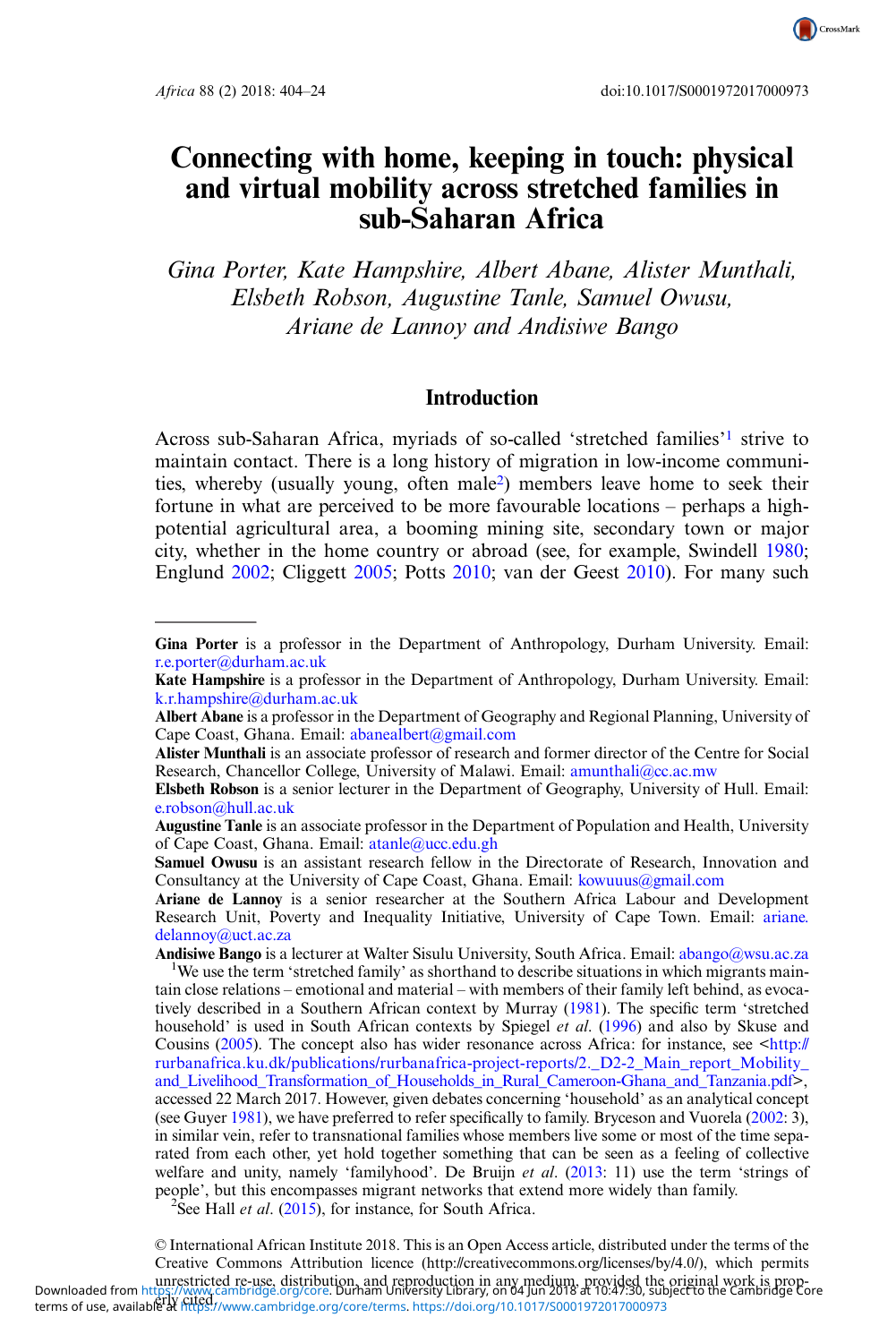# Connecting with home, keeping in touch: physical and virtual mobility across stretched families in sub-Saharan Africa

*Gina Porter, Kate Hampshire, Albert Abane, Alister Munthali, Elsbeth Robson, Augustine Tanle, Samuel Owusu, Ariane de Lannoy and Andisiwe Bango*

## Introduction

Across sub-Saharan Africa, myriads of so-called 'stretched families'[1] strive to maintain contact. There is a long history of migration in low-income communities, whereby (usually young, often male[2]) members leave home to seek their fortune in what are perceived to be more favourable locations – perhaps a high-potential agricultural area, a booming mining site, secondary town or major city, whether in the home country or abroad (see, for example, Swindell 1980; Englund 2002; Cliggett 2005; Potts 2010; van der Geest 2010). For many such

---

**Gina Porter** is a professor in the Department of Anthropology, Durham University. Email: r.e.porter@durham.ac.uk

**Kate Hampshire** is a professor in the Department of Anthropology, Durham University. Email: k.r.hampshire@durham.ac.uk

**Albert Abane** is a professor in the Department of Geography and Regional Planning, University of Cape Coast, Ghana. Email: abanealbert@gmail.com

**Alister Munthali** is an associate professor of research and former director of the Centre for Social Research, Chancellor College, University of Malawi. Email: amunthali@cc.ac.mw

**Elsbeth Robson** is a senior lecturer in the Department of Geography, University of Hull. Email: e.robson@hull.ac.uk

**Augustine Tanle** is an associate professor in the Department of Population and Health, University of Cape Coast, Ghana. Email: atanle@ucc.edu.gh

**Samuel Owusu** is an assistant research fellow in the Directorate of Research, Innovation and Consultancy at the University of Cape Coast, Ghana. Email: kowuuus@gmail.com

**Ariane de Lannoy** is a senior researcher at the Southern Africa Labour and Development Research Unit, Poverty and Inequality Initiative, University of Cape Town. Email: ariane.delannoy@uct.ac.za

**Andisiwe Bango** is a lecturer at Walter Sisulu University, South Africa. Email: abango@wsu.ac.za

[1] We use the term 'stretched family' as shorthand to describe situations in which migrants maintain close relations – emotional and material – with members of their family left behind, as evocatively described in a Southern African context by Murray (1981). The specific term 'stretched household' is used in South African contexts by Spiegel *et al.* (1996) and also by Skuse and Cousins (2005). The concept also has wider resonance across Africa: for instance, see <http://rurbanafrica.ku.dk/publications/rurbanafrica-project-reports/2._D2-2_Main_report_Mobility_and_Livelihood_Transformation_of_Households_in_Rural_Cameroon-Ghana_and_Tanzania.pdf>, accessed 22 March 2017. However, given debates concerning 'household' as an analytical concept (see Guyer 1981), we have preferred to refer specifically to family. Bryceson and Vuorela (2002: 3), in similar vein, refer to transnational families whose members live some or most of the time separated from each other, yet hold together something that can be seen as a feeling of collective welfare and unity, namely 'familyhood'. De Bruijn *et al.* (2013: 11) use the term 'strings of people', but this encompasses migrant networks that extend more widely than family.

[2] See Hall *et al.* (2015), for instance, for South Africa.

© International African Institute 2018. This is an Open Access article, distributed under the terms of the Creative Commons Attribution licence (http://creativecommons.org/licenses/by/4.0/), which permits unrestricted re-use, distribution, and reproduction in any medium, provided the original work is properly cited.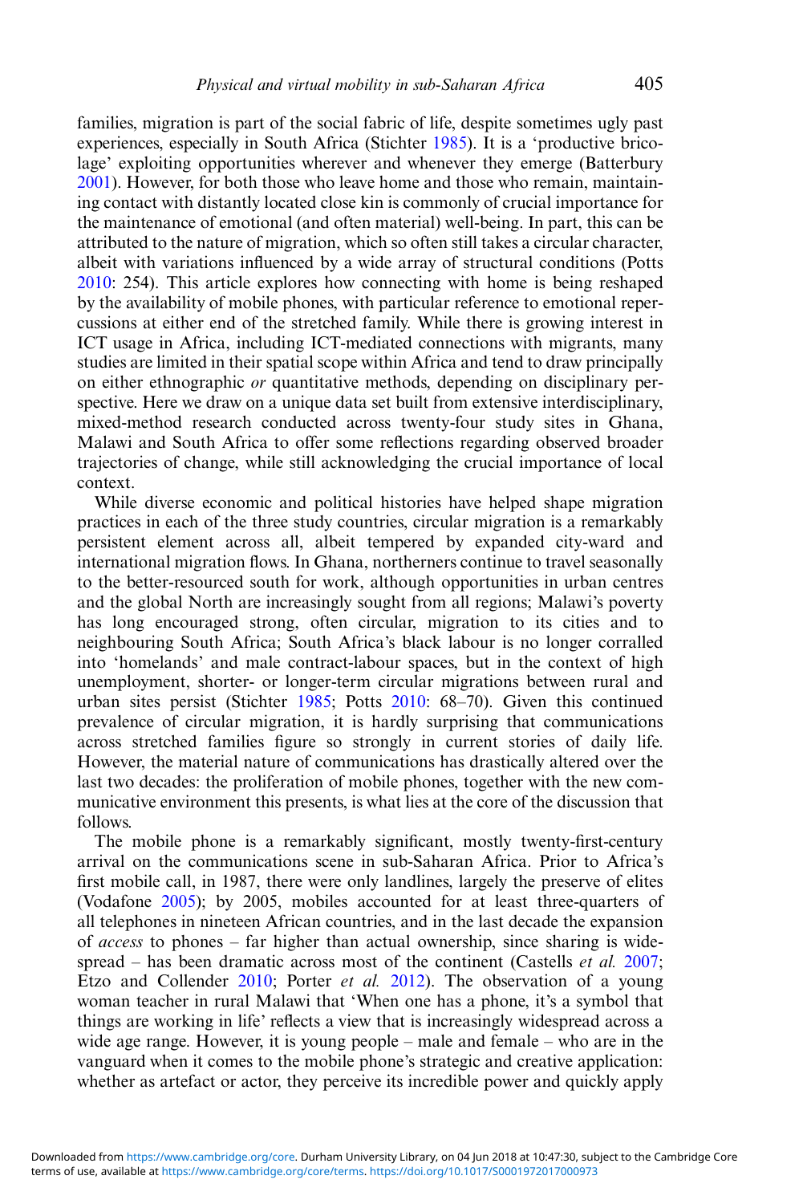families, migration is part of the social fabric of life, despite sometimes ugly past experiences, especially in South Africa (Stichter 1985). It is a 'productive bricolage' exploiting opportunities wherever and whenever they emerge (Batterbury 2001). However, for both those who leave home and those who remain, maintaining contact with distantly located close kin is commonly of crucial importance for the maintenance of emotional (and often material) well-being. In part, this can be attributed to the nature of migration, which so often still takes a circular character, albeit with variations influenced by a wide array of structural conditions (Potts 2010: 254). This article explores how connecting with home is being reshaped by the availability of mobile phones, with particular reference to emotional repercussions at either end of the stretched family. While there is growing interest in ICT usage in Africa, including ICT-mediated connections with migrants, many studies are limited in their spatial scope within Africa and tend to draw principally on either ethnographic *or* quantitative methods, depending on disciplinary perspective. Here we draw on a unique data set built from extensive interdisciplinary, mixed-method research conducted across twenty-four study sites in Ghana, Malawi and South Africa to offer some reflections regarding observed broader trajectories of change, while still acknowledging the crucial importance of local context.

While diverse economic and political histories have helped shape migration practices in each of the three study countries, circular migration is a remarkably persistent element across all, albeit tempered by expanded city-ward and international migration flows. In Ghana, northerners continue to travel seasonally to the better-resourced south for work, although opportunities in urban centres and the global North are increasingly sought from all regions; Malawi's poverty has long encouraged strong, often circular, migration to its cities and to neighbouring South Africa; South Africa's black labour is no longer corralled into 'homelands' and male contract-labour spaces, but in the context of high unemployment, shorter- or longer-term circular migrations between rural and urban sites persist (Stichter 1985; Potts 2010: 68–70). Given this continued prevalence of circular migration, it is hardly surprising that communications across stretched families figure so strongly in current stories of daily life. However, the material nature of communications has drastically altered over the last two decades: the proliferation of mobile phones, together with the new communicative environment this presents, is what lies at the core of the discussion that follows.

The mobile phone is a remarkably significant, mostly twenty-first-century arrival on the communications scene in sub-Saharan Africa. Prior to Africa's first mobile call, in 1987, there were only landlines, largely the preserve of elites (Vodafone 2005); by 2005, mobiles accounted for at least three-quarters of all telephones in nineteen African countries, and in the last decade the expansion of *access* to phones – far higher than actual ownership, since sharing is widespread – has been dramatic across most of the continent (Castells *et al.* 2007; Etzo and Collender 2010; Porter *et al.* 2012). The observation of a young woman teacher in rural Malawi that 'When one has a phone, it's a symbol that things are working in life' reflects a view that is increasingly widespread across a wide age range. However, it is young people – male and female – who are in the vanguard when it comes to the mobile phone's strategic and creative application: whether as artefact or actor, they perceive its incredible power and quickly apply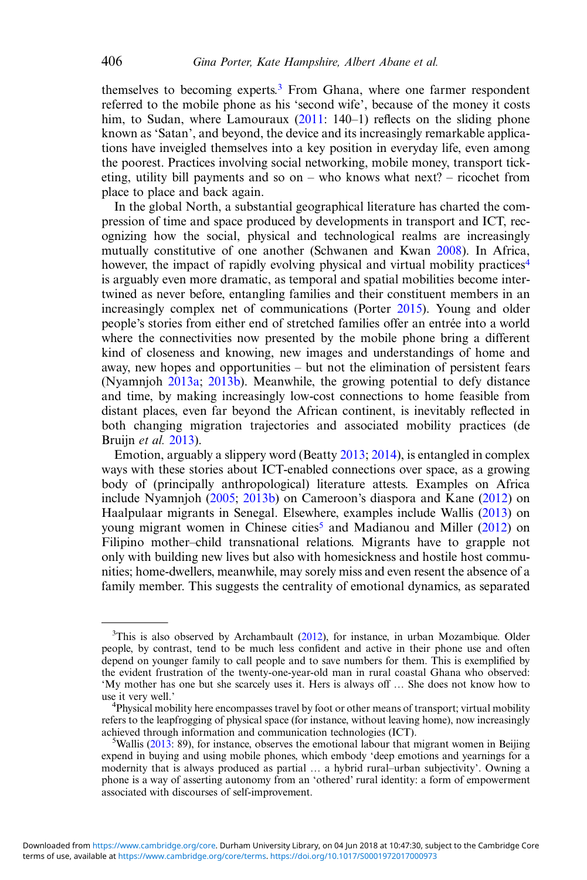themselves to becoming experts.[3] From Ghana, where one farmer respondent referred to the mobile phone as his 'second wife', because of the money it costs him, to Sudan, where Lamouraux (2011: 140–1) reflects on the sliding phone known as 'Satan', and beyond, the device and its increasingly remarkable applications have inveigled themselves into a key position in everyday life, even among the poorest. Practices involving social networking, mobile money, transport ticketing, utility bill payments and so on – who knows what next? – ricochet from place to place and back again.

In the global North, a substantial geographical literature has charted the compression of time and space produced by developments in transport and ICT, recognizing how the social, physical and technological realms are increasingly mutually constitutive of one another (Schwanen and Kwan 2008). In Africa, however, the impact of rapidly evolving physical and virtual mobility practices[4] is arguably even more dramatic, as temporal and spatial mobilities become intertwined as never before, entangling families and their constituent members in an increasingly complex net of communications (Porter 2015). Young and older people's stories from either end of stretched families offer an entrée into a world where the connectivities now presented by the mobile phone bring a different kind of closeness and knowing, new images and understandings of home and away, new hopes and opportunities – but not the elimination of persistent fears (Nyamnjoh 2013a; 2013b). Meanwhile, the growing potential to defy distance and time, by making increasingly low-cost connections to home feasible from distant places, even far beyond the African continent, is inevitably reflected in both changing migration trajectories and associated mobility practices (de Bruijn *et al.* 2013).

Emotion, arguably a slippery word (Beatty 2013; 2014), is entangled in complex ways with these stories about ICT-enabled connections over space, as a growing body of (principally anthropological) literature attests. Examples on Africa include Nyamnjoh (2005; 2013b) on Cameroon's diaspora and Kane (2012) on Haalpulaar migrants in Senegal. Elsewhere, examples include Wallis (2013) on young migrant women in Chinese cities[5] and Madianou and Miller (2012) on Filipino mother–child transnational relations. Migrants have to grapple not only with building new lives but also with homesickness and hostile host communities; home-dwellers, meanwhile, may sorely miss and even resent the absence of a family member. This suggests the centrality of emotional dynamics, as separated

---

[3]This is also observed by Archambault (2012), for instance, in urban Mozambique. Older people, by contrast, tend to be much less confident and active in their phone use and often depend on younger family to call people and to save numbers for them. This is exemplified by the evident frustration of the twenty-one-year-old man in rural coastal Ghana who observed: 'My mother has one but she scarcely uses it. Hers is always off … She does not know how to use it very well.'

[4]Physical mobility here encompasses travel by foot or other means of transport; virtual mobility refers to the leapfrogging of physical space (for instance, without leaving home), now increasingly achieved through information and communication technologies (ICT).

[5]Wallis (2013: 89), for instance, observes the emotional labour that migrant women in Beijing expend in buying and using mobile phones, which embody 'deep emotions and yearnings for a modernity that is always produced as partial … a hybrid rural–urban subjectivity'. Owning a phone is a way of asserting autonomy from an 'othered' rural identity: a form of empowerment associated with discourses of self-improvement.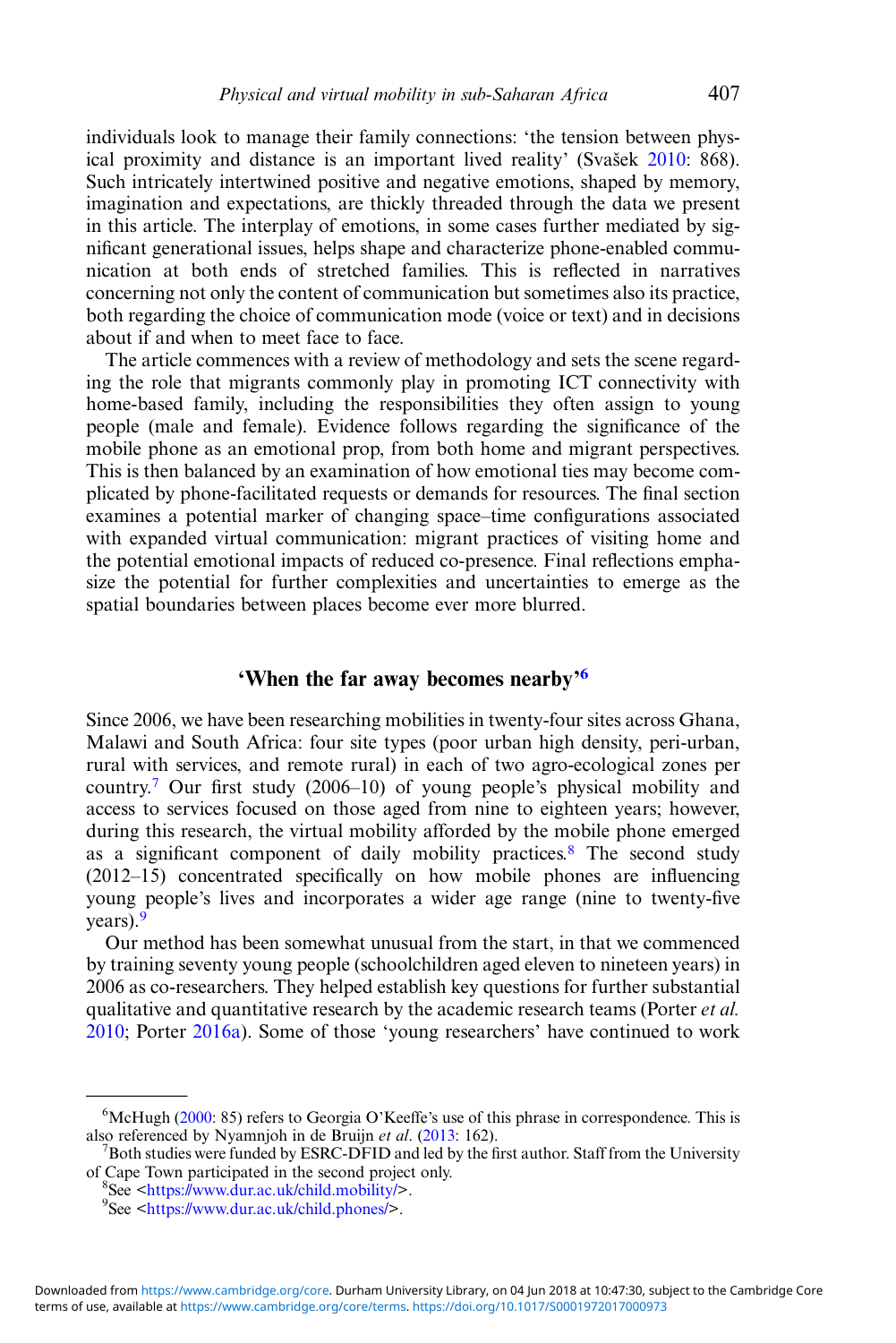individuals look to manage their family connections: 'the tension between physical proximity and distance is an important lived reality' (Svašek 2010: 868). Such intricately intertwined positive and negative emotions, shaped by memory, imagination and expectations, are thickly threaded through the data we present in this article. The interplay of emotions, in some cases further mediated by significant generational issues, helps shape and characterize phone-enabled communication at both ends of stretched families. This is reflected in narratives concerning not only the content of communication but sometimes also its practice, both regarding the choice of communication mode (voice or text) and in decisions about if and when to meet face to face.

The article commences with a review of methodology and sets the scene regarding the role that migrants commonly play in promoting ICT connectivity with home-based family, including the responsibilities they often assign to young people (male and female). Evidence follows regarding the significance of the mobile phone as an emotional prop, from both home and migrant perspectives. This is then balanced by an examination of how emotional ties may become complicated by phone-facilitated requests or demands for resources. The final section examines a potential marker of changing space–time configurations associated with expanded virtual communication: migrant practices of visiting home and the potential emotional impacts of reduced co-presence. Final reflections emphasize the potential for further complexities and uncertainties to emerge as the spatial boundaries between places become ever more blurred.

## 'When the far away becomes nearby'[6]

Since 2006, we have been researching mobilities in twenty-four sites across Ghana, Malawi and South Africa: four site types (poor urban high density, peri-urban, rural with services, and remote rural) in each of two agro-ecological zones per country.[7] Our first study (2006–10) of young people's physical mobility and access to services focused on those aged from nine to eighteen years; however, during this research, the virtual mobility afforded by the mobile phone emerged as a significant component of daily mobility practices.[8] The second study (2012–15) concentrated specifically on how mobile phones are influencing young people's lives and incorporates a wider age range (nine to twenty-five years).[9]

Our method has been somewhat unusual from the start, in that we commenced by training seventy young people (schoolchildren aged eleven to nineteen years) in 2006 as co-researchers. They helped establish key questions for further substantial qualitative and quantitative research by the academic research teams (Porter *et al.* 2010; Porter 2016a). Some of those 'young researchers' have continued to work

---

[6] McHugh (2000: 85) refers to Georgia O'Keeffe's use of this phrase in correspondence. This is also referenced by Nyamnjoh in de Bruijn *et al.* (2013: 162).

[7] Both studies were funded by ESRC-DFID and led by the first author. Staff from the University of Cape Town participated in the second project only.

[8] See <https://www.dur.ac.uk/child.mobility/>.

[9] See <https://www.dur.ac.uk/child.phones/>.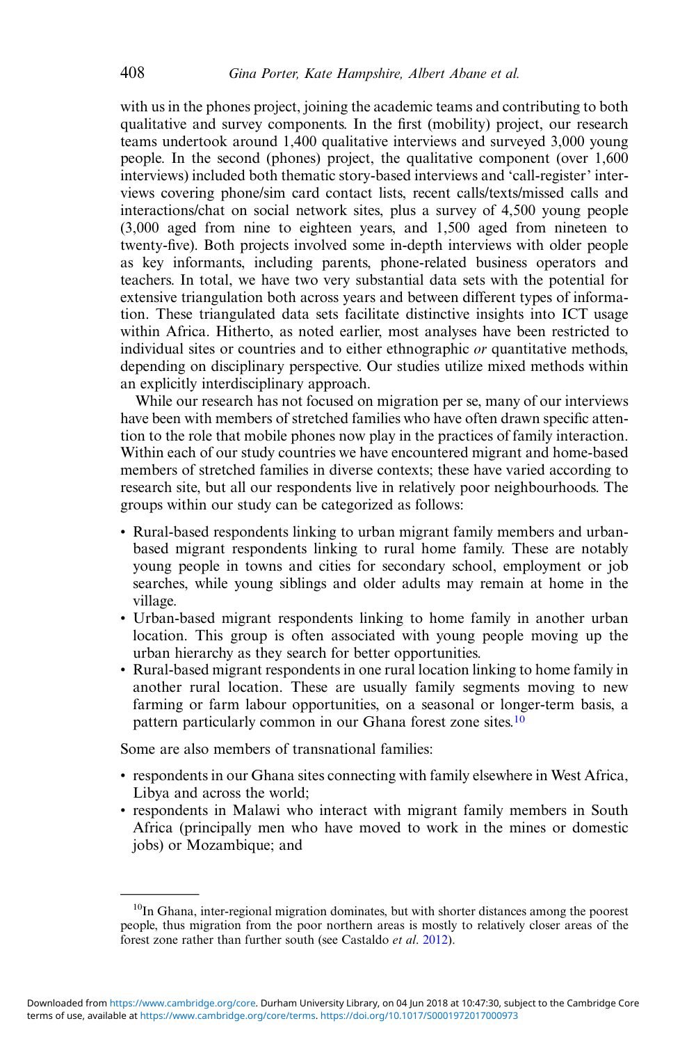with us in the phones project, joining the academic teams and contributing to both qualitative and survey components. In the first (mobility) project, our research teams undertook around 1,400 qualitative interviews and surveyed 3,000 young people. In the second (phones) project, the qualitative component (over 1,600 interviews) included both thematic story-based interviews and 'call-register' interviews covering phone/sim card contact lists, recent calls/texts/missed calls and interactions/chat on social network sites, plus a survey of 4,500 young people (3,000 aged from nine to eighteen years, and 1,500 aged from nineteen to twenty-five). Both projects involved some in-depth interviews with older people as key informants, including parents, phone-related business operators and teachers. In total, we have two very substantial data sets with the potential for extensive triangulation both across years and between different types of information. These triangulated data sets facilitate distinctive insights into ICT usage within Africa. Hitherto, as noted earlier, most analyses have been restricted to individual sites or countries and to either ethnographic *or* quantitative methods, depending on disciplinary perspective. Our studies utilize mixed methods within an explicitly interdisciplinary approach.

While our research has not focused on migration per se, many of our interviews have been with members of stretched families who have often drawn specific attention to the role that mobile phones now play in the practices of family interaction. Within each of our study countries we have encountered migrant and home-based members of stretched families in diverse contexts; these have varied according to research site, but all our respondents live in relatively poor neighbourhoods. The groups within our study can be categorized as follows:

- Rural-based respondents linking to urban migrant family members and urban-based migrant respondents linking to rural home family. These are notably young people in towns and cities for secondary school, employment or job searches, while young siblings and older adults may remain at home in the village.
- Urban-based migrant respondents linking to home family in another urban location. This group is often associated with young people moving up the urban hierarchy as they search for better opportunities.
- Rural-based migrant respondents in one rural location linking to home family in another rural location. These are usually family segments moving to new farming or farm labour opportunities, on a seasonal or longer-term basis, a pattern particularly common in our Ghana forest zone sites.[10]

Some are also members of transnational families:

- respondents in our Ghana sites connecting with family elsewhere in West Africa, Libya and across the world;
- respondents in Malawi who interact with migrant family members in South Africa (principally men who have moved to work in the mines or domestic jobs) or Mozambique; and

[10] In Ghana, inter-regional migration dominates, but with shorter distances among the poorest people, thus migration from the poor northern areas is mostly to relatively closer areas of the forest zone rather than further south (see Castaldo *et al.* 2012).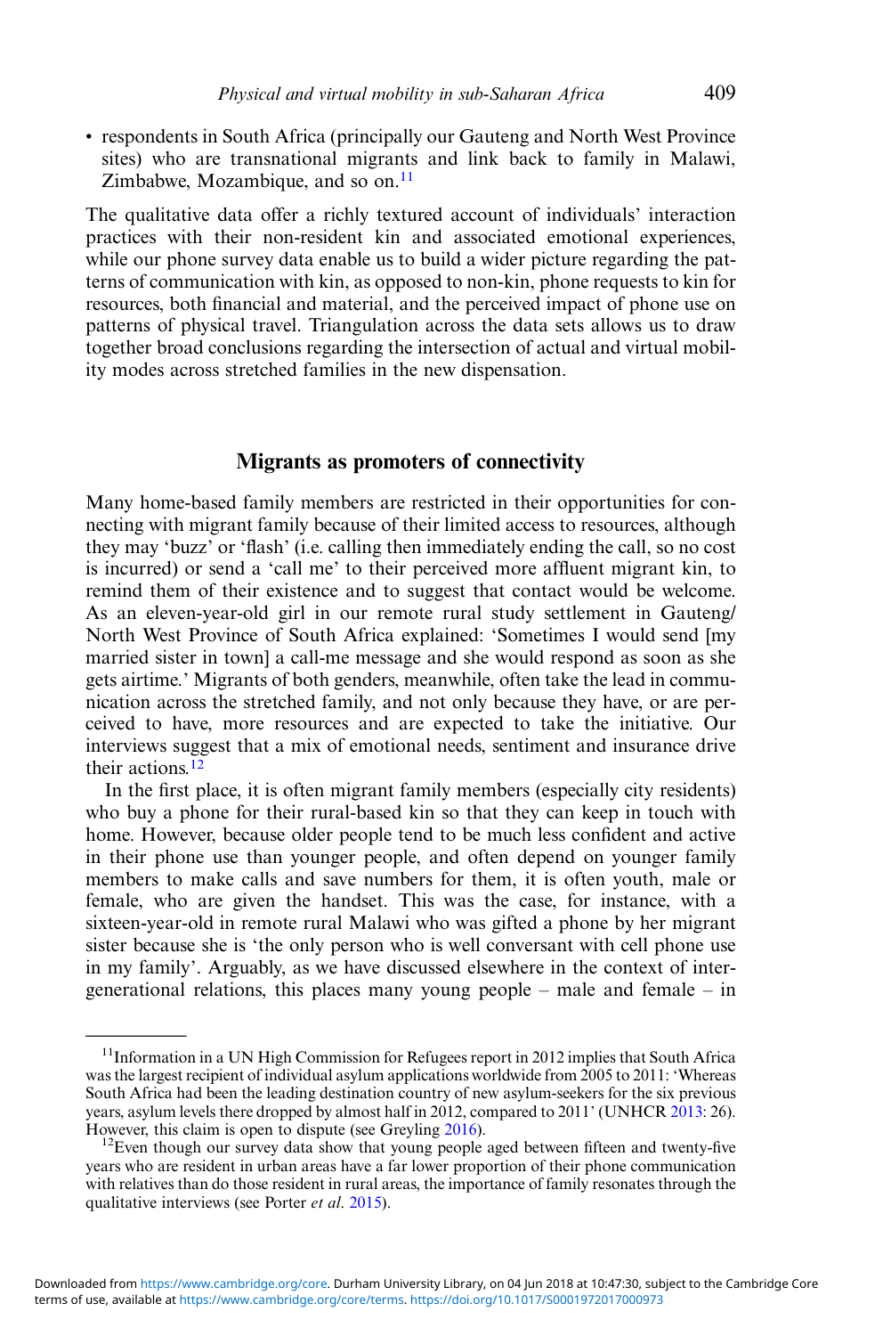- respondents in South Africa (principally our Gauteng and North West Province sites) who are transnational migrants and link back to family in Malawi, Zimbabwe, Mozambique, and so on.[11]

The qualitative data offer a richly textured account of individuals' interaction practices with their non-resident kin and associated emotional experiences, while our phone survey data enable us to build a wider picture regarding the patterns of communication with kin, as opposed to non-kin, phone requests to kin for resources, both financial and material, and the perceived impact of phone use on patterns of physical travel. Triangulation across the data sets allows us to draw together broad conclusions regarding the intersection of actual and virtual mobility modes across stretched families in the new dispensation.

## Migrants as promoters of connectivity

Many home-based family members are restricted in their opportunities for connecting with migrant family because of their limited access to resources, although they may 'buzz' or 'flash' (i.e. calling then immediately ending the call, so no cost is incurred) or send a 'call me' to their perceived more affluent migrant kin, to remind them of their existence and to suggest that contact would be welcome. As an eleven-year-old girl in our remote rural study settlement in Gauteng/North West Province of South Africa explained: 'Sometimes I would send [my married sister in town] a call-me message and she would respond as soon as she gets airtime.' Migrants of both genders, meanwhile, often take the lead in communication across the stretched family, and not only because they have, or are perceived to have, more resources and are expected to take the initiative. Our interviews suggest that a mix of emotional needs, sentiment and insurance drive their actions.[12]

In the first place, it is often migrant family members (especially city residents) who buy a phone for their rural-based kin so that they can keep in touch with home. However, because older people tend to be much less confident and active in their phone use than younger people, and often depend on younger family members to make calls and save numbers for them, it is often youth, male or female, who are given the handset. This was the case, for instance, with a sixteen-year-old in remote rural Malawi who was gifted a phone by her migrant sister because she is 'the only person who is well conversant with cell phone use in my family'. Arguably, as we have discussed elsewhere in the context of intergenerational relations, this places many young people – male and female – in

---

[11] Information in a UN High Commission for Refugees report in 2012 implies that South Africa was the largest recipient of individual asylum applications worldwide from 2005 to 2011: 'Whereas South Africa had been the leading destination country of new asylum-seekers for the six previous years, asylum levels there dropped by almost half in 2012, compared to 2011' (UNHCR 2013: 26). However, this claim is open to dispute (see Greyling 2016).

[12] Even though our survey data show that young people aged between fifteen and twenty-five years who are resident in urban areas have a far lower proportion of their phone communication with relatives than do those resident in rural areas, the importance of family resonates through the qualitative interviews (see Porter *et al.* 2015).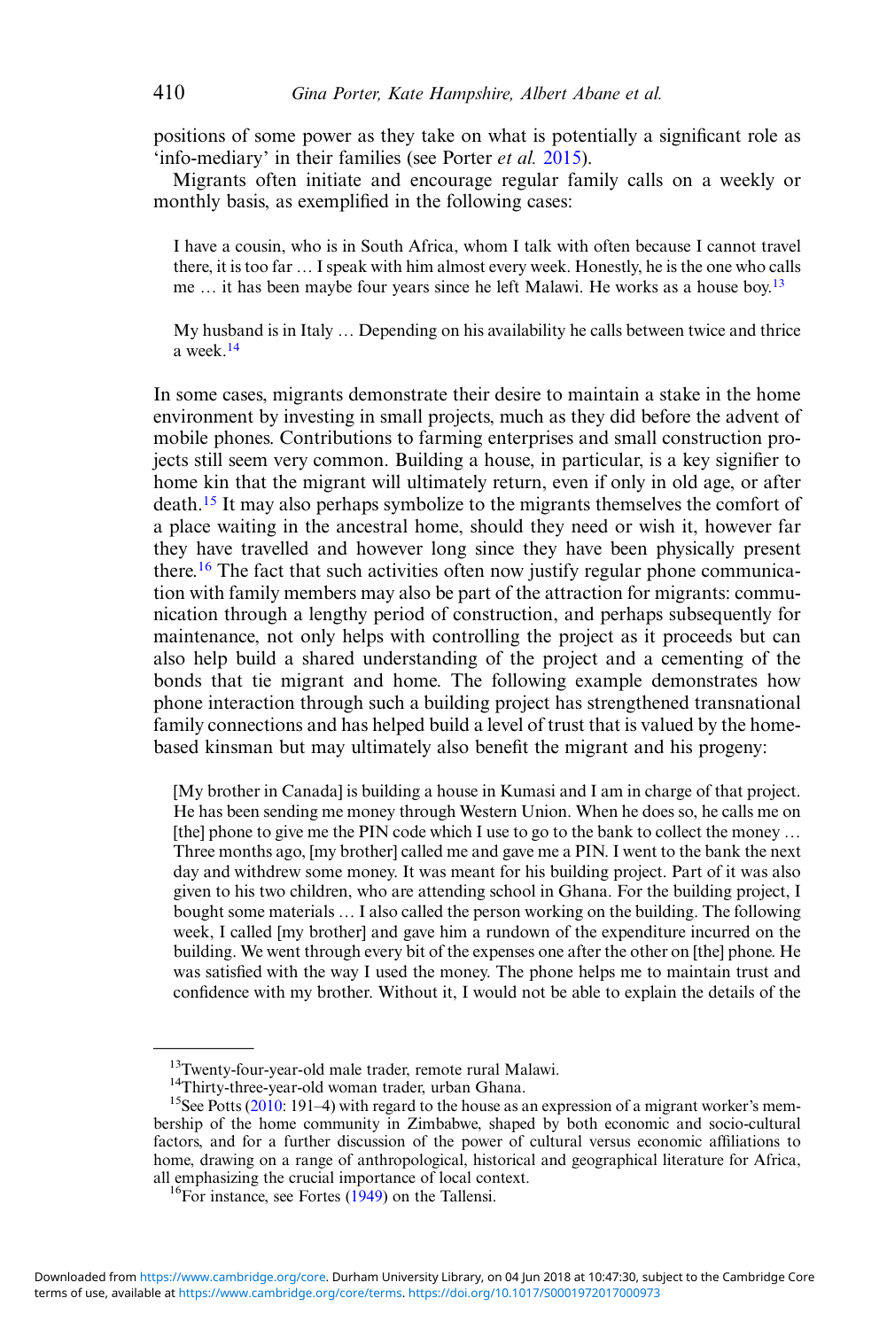positions of some power as they take on what is potentially a significant role as 'info-mediary' in their families (see Porter *et al.* 2015).

Migrants often initiate and encourage regular family calls on a weekly or monthly basis, as exemplified in the following cases:

> I have a cousin, who is in South Africa, whom I talk with often because I cannot travel there, it is too far … I speak with him almost every week. Honestly, he is the one who calls me … it has been maybe four years since he left Malawi. He works as a house boy.[13]

> My husband is in Italy … Depending on his availability he calls between twice and thrice a week.[14]

In some cases, migrants demonstrate their desire to maintain a stake in the home environment by investing in small projects, much as they did before the advent of mobile phones. Contributions to farming enterprises and small construction projects still seem very common. Building a house, in particular, is a key signifier to home kin that the migrant will ultimately return, even if only in old age, or after death.[15] It may also perhaps symbolize to the migrants themselves the comfort of a place waiting in the ancestral home, should they need or wish it, however far they have travelled and however long since they have been physically present there.[16] The fact that such activities often now justify regular phone communication with family members may also be part of the attraction for migrants: communication through a lengthy period of construction, and perhaps subsequently for maintenance, not only helps with controlling the project as it proceeds but can also help build a shared understanding of the project and a cementing of the bonds that tie migrant and home. The following example demonstrates how phone interaction through such a building project has strengthened transnational family connections and has helped build a level of trust that is valued by the home-based kinsman but may ultimately also benefit the migrant and his progeny:

> [My brother in Canada] is building a house in Kumasi and I am in charge of that project. He has been sending me money through Western Union. When he does so, he calls me on [the] phone to give me the PIN code which I use to go to the bank to collect the money … Three months ago, [my brother] called me and gave me a PIN. I went to the bank the next day and withdrew some money. It was meant for his building project. Part of it was also given to his two children, who are attending school in Ghana. For the building project, I bought some materials … I also called the person working on the building. The following week, I called [my brother] and gave him a rundown of the expenditure incurred on the building. We went through every bit of the expenses one after the other on [the] phone. He was satisfied with the way I used the money. The phone helps me to maintain trust and confidence with my brother. Without it, I would not be able to explain the details of the

---

[13] Twenty-four-year-old male trader, remote rural Malawi.

[14] Thirty-three-year-old woman trader, urban Ghana.

[15] See Potts (2010: 191–4) with regard to the house as an expression of a migrant worker's membership of the home community in Zimbabwe, shaped by both economic and socio-cultural factors, and for a further discussion of the power of cultural versus economic affiliations to home, drawing on a range of anthropological, historical and geographical literature for Africa, all emphasizing the crucial importance of local context.

[16] For instance, see Fortes (1949) on the Tallensi.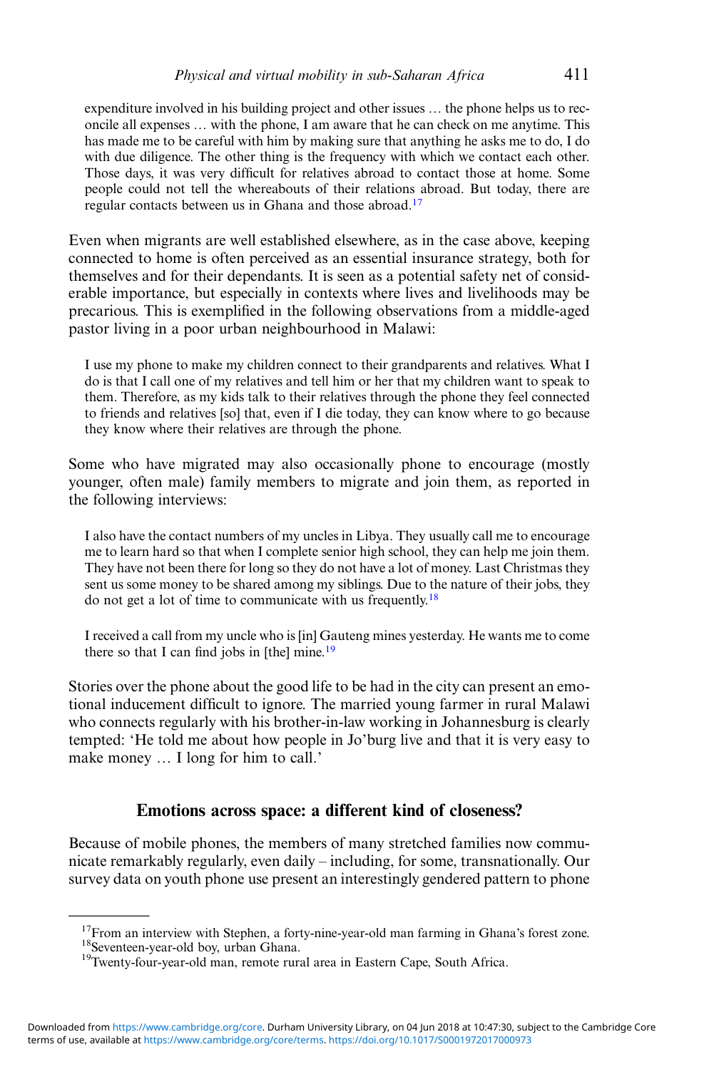> expenditure involved in his building project and other issues … the phone helps us to reconcile all expenses … with the phone, I am aware that he can check on me anytime. This has made me to be careful with him by making sure that anything he asks me to do, I do with due diligence. The other thing is the frequency with which we contact each other. Those days, it was very difficult for relatives abroad to contact those at home. Some people could not tell the whereabouts of their relations abroad. But today, there are regular contacts between us in Ghana and those abroad.[17]

Even when migrants are well established elsewhere, as in the case above, keeping connected to home is often perceived as an essential insurance strategy, both for themselves and for their dependants. It is seen as a potential safety net of considerable importance, but especially in contexts where lives and livelihoods may be precarious. This is exemplified in the following observations from a middle-aged pastor living in a poor urban neighbourhood in Malawi:

> I use my phone to make my children connect to their grandparents and relatives. What I do is that I call one of my relatives and tell him or her that my children want to speak to them. Therefore, as my kids talk to their relatives through the phone they feel connected to friends and relatives [so] that, even if I die today, they can know where to go because they know where their relatives are through the phone.

Some who have migrated may also occasionally phone to encourage (mostly younger, often male) family members to migrate and join them, as reported in the following interviews:

> I also have the contact numbers of my uncles in Libya. They usually call me to encourage me to learn hard so that when I complete senior high school, they can help me join them. They have not been there for long so they do not have a lot of money. Last Christmas they sent us some money to be shared among my siblings. Due to the nature of their jobs, they do not get a lot of time to communicate with us frequently.[18]

> I received a call from my uncle who is [in] Gauteng mines yesterday. He wants me to come there so that I can find jobs in [the] mine.[19]

Stories over the phone about the good life to be had in the city can present an emotional inducement difficult to ignore. The married young farmer in rural Malawi who connects regularly with his brother-in-law working in Johannesburg is clearly tempted: 'He told me about how people in Jo'burg live and that it is very easy to make money … I long for him to call.'

## Emotions across space: a different kind of closeness?

Because of mobile phones, the members of many stretched families now communicate remarkably regularly, even daily – including, for some, transnationally. Our survey data on youth phone use present an interestingly gendered pattern to phone

---

[17] From an interview with Stephen, a forty-nine-year-old man farming in Ghana's forest zone.

[18] Seventeen-year-old boy, urban Ghana.

[19] Twenty-four-year-old man, remote rural area in Eastern Cape, South Africa.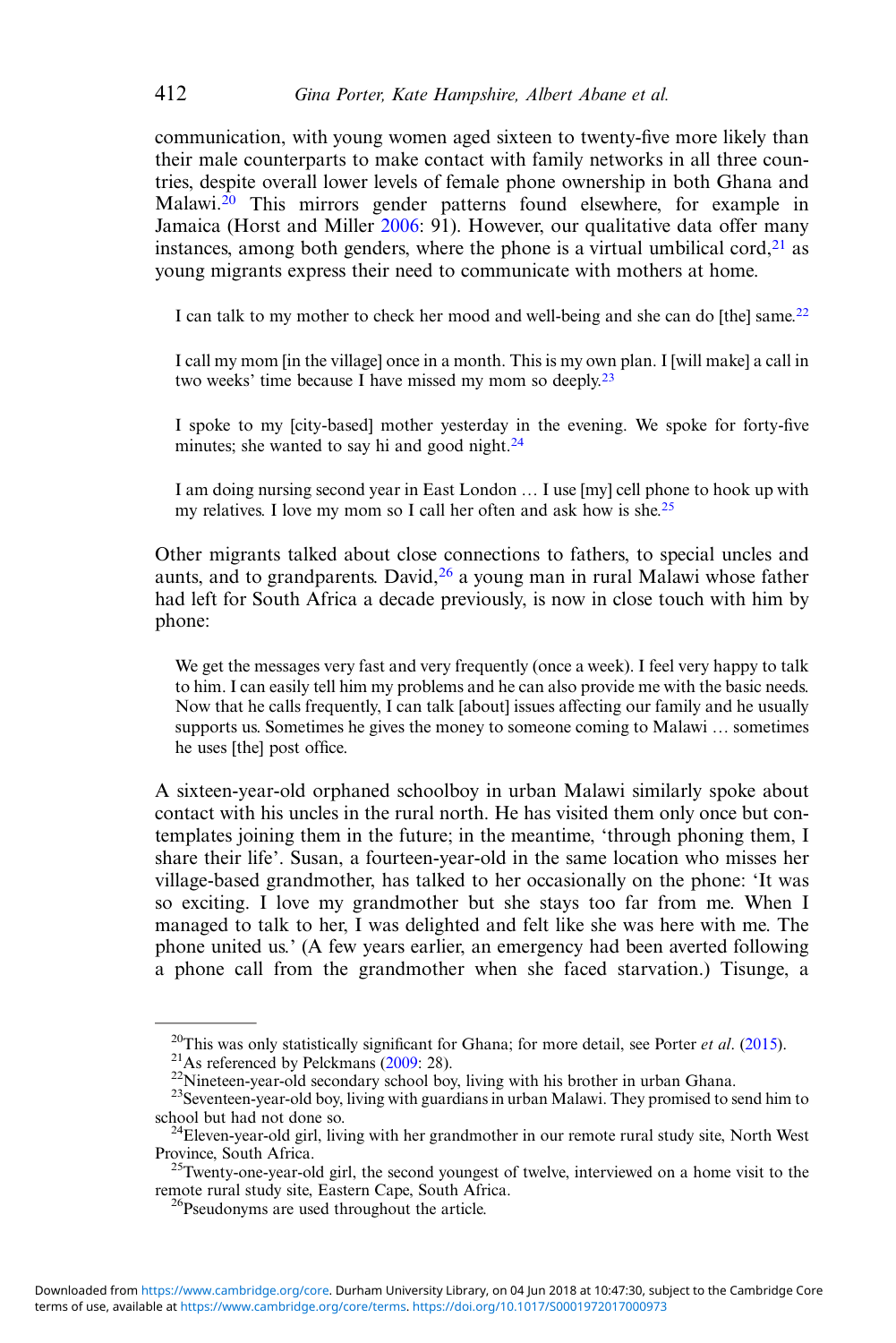communication, with young women aged sixteen to twenty-five more likely than their male counterparts to make contact with family networks in all three countries, despite overall lower levels of female phone ownership in both Ghana and Malawi.[20] This mirrors gender patterns found elsewhere, for example in Jamaica (Horst and Miller 2006: 91). However, our qualitative data offer many instances, among both genders, where the phone is a virtual umbilical cord,[21] as young migrants express their need to communicate with mothers at home.

> I can talk to my mother to check her mood and well-being and she can do [the] same.[22]

> I call my mom [in the village] once in a month. This is my own plan. I [will make] a call in two weeks' time because I have missed my mom so deeply.[23]

> I spoke to my [city-based] mother yesterday in the evening. We spoke for forty-five minutes; she wanted to say hi and good night.[24]

> I am doing nursing second year in East London … I use [my] cell phone to hook up with my relatives. I love my mom so I call her often and ask how is she.[25]

Other migrants talked about close connections to fathers, to special uncles and aunts, and to grandparents. David,[26] a young man in rural Malawi whose father had left for South Africa a decade previously, is now in close touch with him by phone:

> We get the messages very fast and very frequently (once a week). I feel very happy to talk to him. I can easily tell him my problems and he can also provide me with the basic needs. Now that he calls frequently, I can talk [about] issues affecting our family and he usually supports us. Sometimes he gives the money to someone coming to Malawi … sometimes he uses [the] post office.

A sixteen-year-old orphaned schoolboy in urban Malawi similarly spoke about contact with his uncles in the rural north. He has visited them only once but contemplates joining them in the future; in the meantime, 'through phoning them, I share their life'. Susan, a fourteen-year-old in the same location who misses her village-based grandmother, has talked to her occasionally on the phone: 'It was so exciting. I love my grandmother but she stays too far from me. When I managed to talk to her, I was delighted and felt like she was here with me. The phone united us.' (A few years earlier, an emergency had been averted following a phone call from the grandmother when she faced starvation.) Tisunge, a

---

[20] This was only statistically significant for Ghana; for more detail, see Porter *et al*. (2015).

[21] As referenced by Pelckmans (2009: 28).

[22] Nineteen-year-old secondary school boy, living with his brother in urban Ghana.

[23] Seventeen-year-old boy, living with guardians in urban Malawi. They promised to send him to school but had not done so.

[24] Eleven-year-old girl, living with her grandmother in our remote rural study site, North West Province, South Africa.

[25] Twenty-one-year-old girl, the second youngest of twelve, interviewed on a home visit to the remote rural study site, Eastern Cape, South Africa.

[26] Pseudonyms are used throughout the article.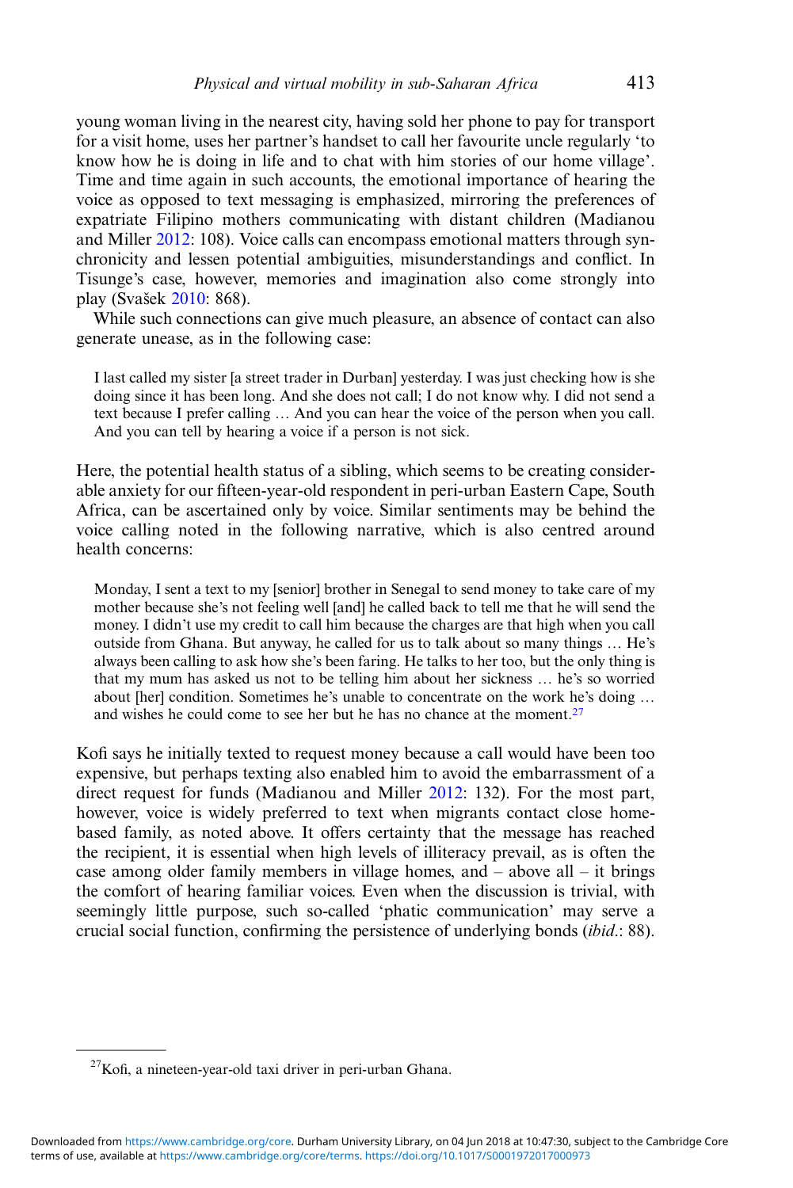young woman living in the nearest city, having sold her phone to pay for transport for a visit home, uses her partner's handset to call her favourite uncle regularly 'to know how he is doing in life and to chat with him stories of our home village'. Time and time again in such accounts, the emotional importance of hearing the voice as opposed to text messaging is emphasized, mirroring the preferences of expatriate Filipino mothers communicating with distant children (Madianou and Miller 2012: 108). Voice calls can encompass emotional matters through synchronicity and lessen potential ambiguities, misunderstandings and conflict. In Tisunge's case, however, memories and imagination also come strongly into play (Svašek 2010: 868).

While such connections can give much pleasure, an absence of contact can also generate unease, as in the following case:

> I last called my sister [a street trader in Durban] yesterday. I was just checking how is she doing since it has been long. And she does not call; I do not know why. I did not send a text because I prefer calling … And you can hear the voice of the person when you call. And you can tell by hearing a voice if a person is not sick.

Here, the potential health status of a sibling, which seems to be creating considerable anxiety for our fifteen-year-old respondent in peri-urban Eastern Cape, South Africa, can be ascertained only by voice. Similar sentiments may be behind the voice calling noted in the following narrative, which is also centred around health concerns:

> Monday, I sent a text to my [senior] brother in Senegal to send money to take care of my mother because she's not feeling well [and] he called back to tell me that he will send the money. I didn't use my credit to call him because the charges are that high when you call outside from Ghana. But anyway, he called for us to talk about so many things … He's always been calling to ask how she's been faring. He talks to her too, but the only thing is that my mum has asked us not to be telling him about her sickness … he's so worried about [her] condition. Sometimes he's unable to concentrate on the work he's doing … and wishes he could come to see her but he has no chance at the moment.[27]

Kofi says he initially texted to request money because a call would have been too expensive, but perhaps texting also enabled him to avoid the embarrassment of a direct request for funds (Madianou and Miller 2012: 132). For the most part, however, voice is widely preferred to text when migrants contact close home-based family, as noted above. It offers certainty that the message has reached the recipient, it is essential when high levels of illiteracy prevail, as is often the case among older family members in village homes, and – above all – it brings the comfort of hearing familiar voices. Even when the discussion is trivial, with seemingly little purpose, such so-called 'phatic communication' may serve a crucial social function, confirming the persistence of underlying bonds (*ibid.*: 88).

---

[27]Kofi, a nineteen-year-old taxi driver in peri-urban Ghana.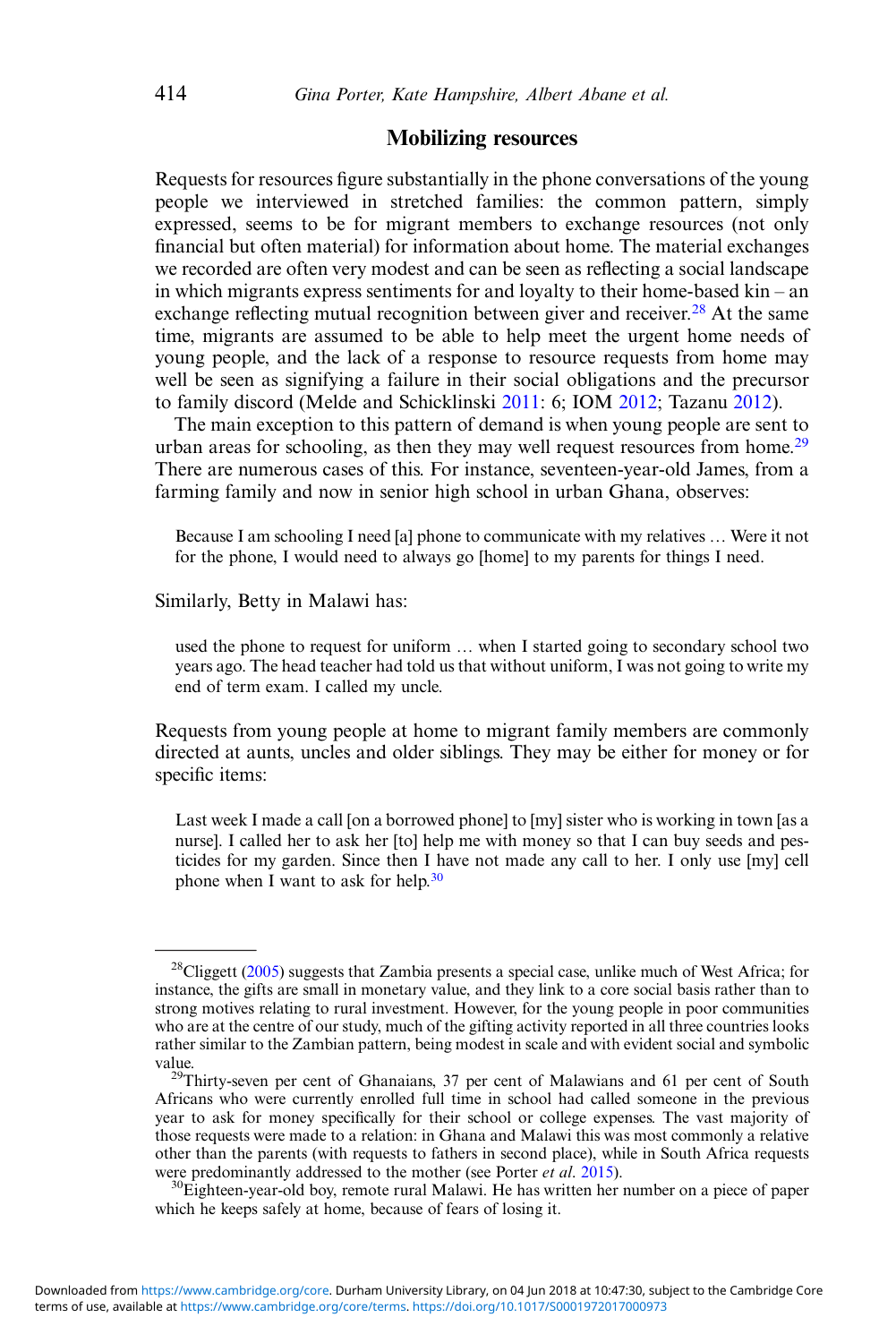## Mobilizing resources

Requests for resources figure substantially in the phone conversations of the young people we interviewed in stretched families: the common pattern, simply expressed, seems to be for migrant members to exchange resources (not only financial but often material) for information about home. The material exchanges we recorded are often very modest and can be seen as reflecting a social landscape in which migrants express sentiments for and loyalty to their home-based kin – an exchange reflecting mutual recognition between giver and receiver.[28] At the same time, migrants are assumed to be able to help meet the urgent home needs of young people, and the lack of a response to resource requests from home may well be seen as signifying a failure in their social obligations and the precursor to family discord (Melde and Schicklinski 2011: 6; IOM 2012; Tazanu 2012).

The main exception to this pattern of demand is when young people are sent to urban areas for schooling, as then they may well request resources from home.[29] There are numerous cases of this. For instance, seventeen-year-old James, from a farming family and now in senior high school in urban Ghana, observes:

> Because I am schooling I need [a] phone to communicate with my relatives … Were it not for the phone, I would need to always go [home] to my parents for things I need.

Similarly, Betty in Malawi has:

> used the phone to request for uniform … when I started going to secondary school two years ago. The head teacher had told us that without uniform, I was not going to write my end of term exam. I called my uncle.

Requests from young people at home to migrant family members are commonly directed at aunts, uncles and older siblings. They may be either for money or for specific items:

> Last week I made a call [on a borrowed phone] to [my] sister who is working in town [as a nurse]. I called her to ask her [to] help me with money so that I can buy seeds and pesticides for my garden. Since then I have not made any call to her. I only use [my] cell phone when I want to ask for help.[30]

---

[28] Cliggett (2005) suggests that Zambia presents a special case, unlike much of West Africa; for instance, the gifts are small in monetary value, and they link to a core social basis rather than to strong motives relating to rural investment. However, for the young people in poor communities who are at the centre of our study, much of the gifting activity reported in all three countries looks rather similar to the Zambian pattern, being modest in scale and with evident social and symbolic value.

[29] Thirty-seven per cent of Ghanaians, 37 per cent of Malawians and 61 per cent of South Africans who were currently enrolled full time in school had called someone in the previous year to ask for money specifically for their school or college expenses. The vast majority of those requests were made to a relation: in Ghana and Malawi this was most commonly a relative other than the parents (with requests to fathers in second place), while in South Africa requests were predominantly addressed to the mother (see Porter *et al.* 2015).

[30] Eighteen-year-old boy, remote rural Malawi. He has written her number on a piece of paper which he keeps safely at home, because of fears of losing it.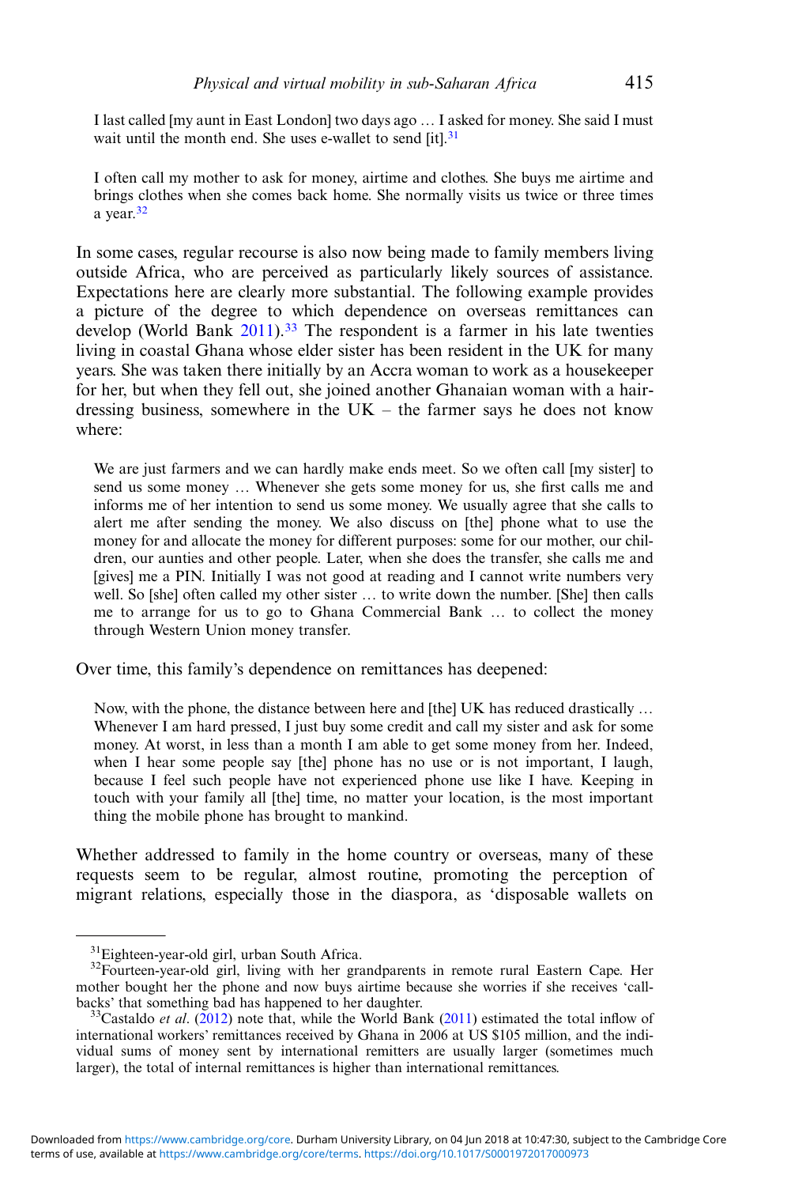I last called [my aunt in East London] two days ago … I asked for money. She said I must wait until the month end. She uses e-wallet to send [it].[31]

I often call my mother to ask for money, airtime and clothes. She buys me airtime and brings clothes when she comes back home. She normally visits us twice or three times a year.[32]

In some cases, regular recourse is also now being made to family members living outside Africa, who are perceived as particularly likely sources of assistance. Expectations here are clearly more substantial. The following example provides a picture of the degree to which dependence on overseas remittances can develop (World Bank 2011).[33] The respondent is a farmer in his late twenties living in coastal Ghana whose elder sister has been resident in the UK for many years. She was taken there initially by an Accra woman to work as a housekeeper for her, but when they fell out, she joined another Ghanaian woman with a hairdressing business, somewhere in the UK – the farmer says he does not know where:

We are just farmers and we can hardly make ends meet. So we often call [my sister] to send us some money … Whenever she gets some money for us, she first calls me and informs me of her intention to send us some money. We usually agree that she calls to alert me after sending the money. We also discuss on [the] phone what to use the money for and allocate the money for different purposes: some for our mother, our children, our aunties and other people. Later, when she does the transfer, she calls me and [gives] me a PIN. Initially I was not good at reading and I cannot write numbers very well. So [she] often called my other sister … to write down the number. [She] then calls me to arrange for us to go to Ghana Commercial Bank … to collect the money through Western Union money transfer.

Over time, this family's dependence on remittances has deepened:

Now, with the phone, the distance between here and [the] UK has reduced drastically … Whenever I am hard pressed, I just buy some credit and call my sister and ask for some money. At worst, in less than a month I am able to get some money from her. Indeed, when I hear some people say [the] phone has no use or is not important, I laugh, because I feel such people have not experienced phone use like I have. Keeping in touch with your family all [the] time, no matter your location, is the most important thing the mobile phone has brought to mankind.

Whether addressed to family in the home country or overseas, many of these requests seem to be regular, almost routine, promoting the perception of migrant relations, especially those in the diaspora, as 'disposable wallets on

[31] Eighteen-year-old girl, urban South Africa.

[32] Fourteen-year-old girl, living with her grandparents in remote rural Eastern Cape. Her mother bought her the phone and now buys airtime because she worries if she receives 'call-backs' that something bad has happened to her daughter.

[33] Castaldo *et al.* (2012) note that, while the World Bank (2011) estimated the total inflow of international workers' remittances received by Ghana in 2006 at US $105 million, and the individual sums of money sent by international remitters are usually larger (sometimes much larger), the total of internal remittances is higher than international remittances.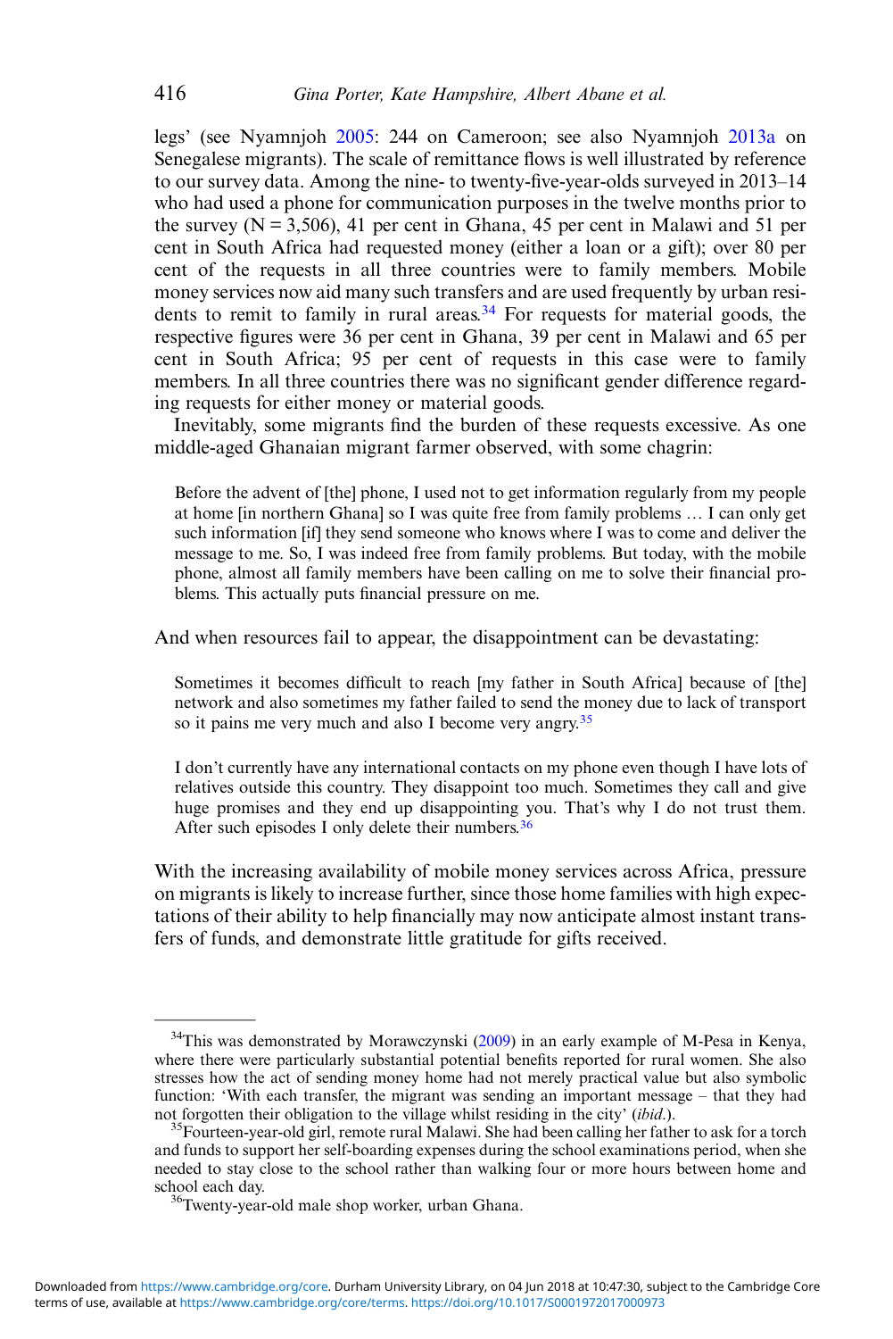legs' (see Nyamnjoh 2005: 244 on Cameroon; see also Nyamnjoh 2013a on Senegalese migrants). The scale of remittance flows is well illustrated by reference to our survey data. Among the nine- to twenty-five-year-olds surveyed in 2013–14 who had used a phone for communication purposes in the twelve months prior to the survey (N = 3,506), 41 per cent in Ghana, 45 per cent in Malawi and 51 per cent in South Africa had requested money (either a loan or a gift); over 80 per cent of the requests in all three countries were to family members. Mobile money services now aid many such transfers and are used frequently by urban residents to remit to family in rural areas.[34] For requests for material goods, the respective figures were 36 per cent in Ghana, 39 per cent in Malawi and 65 per cent in South Africa; 95 per cent of requests in this case were to family members. In all three countries there was no significant gender difference regarding requests for either money or material goods.

Inevitably, some migrants find the burden of these requests excessive. As one middle-aged Ghanaian migrant farmer observed, with some chagrin:

> Before the advent of [the] phone, I used not to get information regularly from my people at home [in northern Ghana] so I was quite free from family problems … I can only get such information [if] they send someone who knows where I was to come and deliver the message to me. So, I was indeed free from family problems. But today, with the mobile phone, almost all family members have been calling on me to solve their financial problems. This actually puts financial pressure on me.

And when resources fail to appear, the disappointment can be devastating:

> Sometimes it becomes difficult to reach [my father in South Africa] because of [the] network and also sometimes my father failed to send the money due to lack of transport so it pains me very much and also I become very angry.[35]

> I don't currently have any international contacts on my phone even though I have lots of relatives outside this country. They disappoint too much. Sometimes they call and give huge promises and they end up disappointing you. That's why I do not trust them. After such episodes I only delete their numbers.[36]

With the increasing availability of mobile money services across Africa, pressure on migrants is likely to increase further, since those home families with high expectations of their ability to help financially may now anticipate almost instant transfers of funds, and demonstrate little gratitude for gifts received.

---

[34]This was demonstrated by Morawczynski (2009) in an early example of M-Pesa in Kenya, where there were particularly substantial potential benefits reported for rural women. She also stresses how the act of sending money home had not merely practical value but also symbolic function: 'With each transfer, the migrant was sending an important message – that they had not forgotten their obligation to the village whilst residing in the city' (*ibid.*).

[35]Fourteen-year-old girl, remote rural Malawi. She had been calling her father to ask for a torch and funds to support her self-boarding expenses during the school examinations period, when she needed to stay close to the school rather than walking four or more hours between home and school each day.

[36]Twenty-year-old male shop worker, urban Ghana.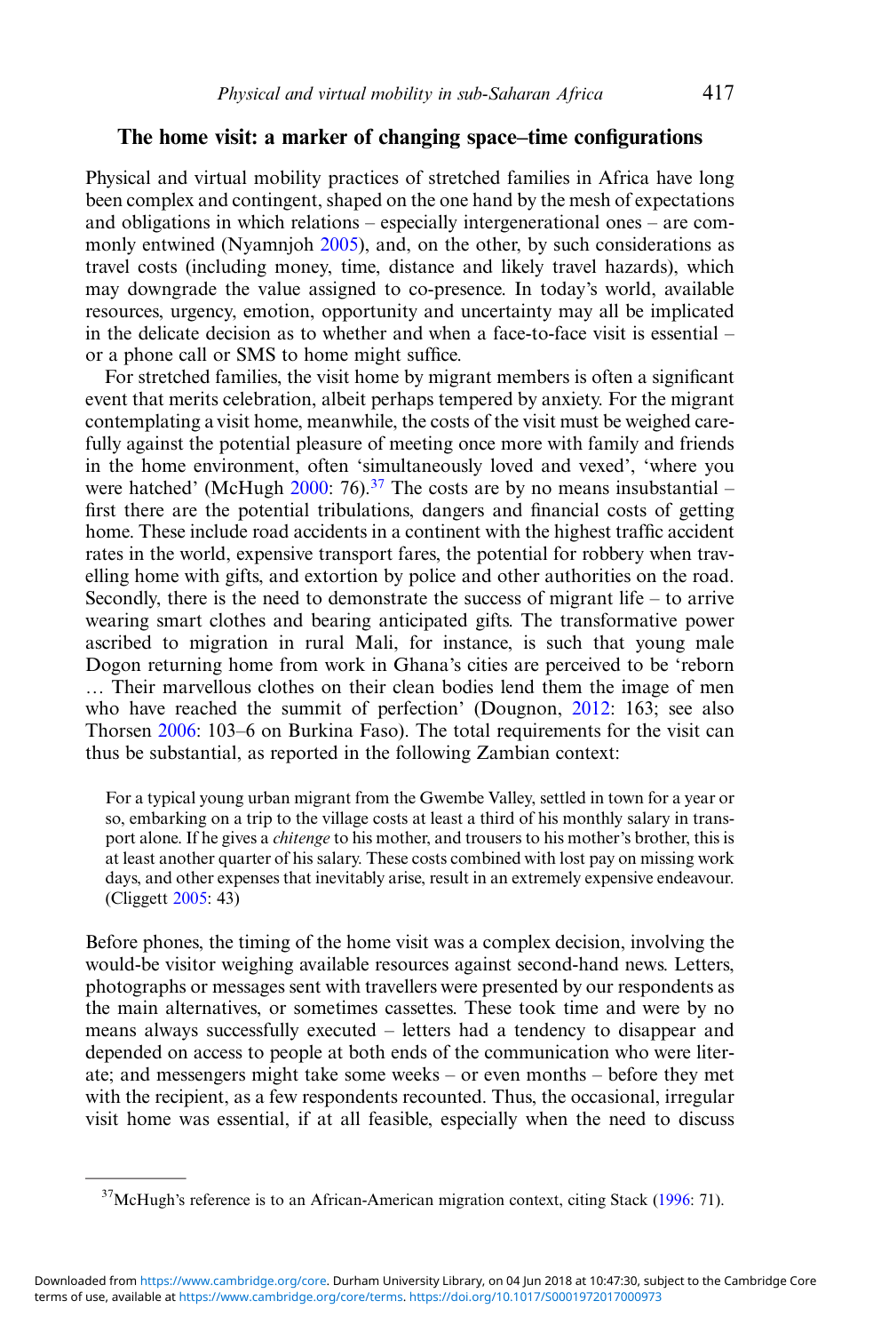## The home visit: a marker of changing space–time configurations

Physical and virtual mobility practices of stretched families in Africa have long been complex and contingent, shaped on the one hand by the mesh of expectations and obligations in which relations – especially intergenerational ones – are commonly entwined (Nyamnjoh 2005), and, on the other, by such considerations as travel costs (including money, time, distance and likely travel hazards), which may downgrade the value assigned to co-presence. In today's world, available resources, urgency, emotion, opportunity and uncertainty may all be implicated in the delicate decision as to whether and when a face-to-face visit is essential – or a phone call or SMS to home might suffice.

For stretched families, the visit home by migrant members is often a significant event that merits celebration, albeit perhaps tempered by anxiety. For the migrant contemplating a visit home, meanwhile, the costs of the visit must be weighed carefully against the potential pleasure of meeting once more with family and friends in the home environment, often 'simultaneously loved and vexed', 'where you were hatched' (McHugh 2000: 76).[37] The costs are by no means insubstantial – first there are the potential tribulations, dangers and financial costs of getting home. These include road accidents in a continent with the highest traffic accident rates in the world, expensive transport fares, the potential for robbery when travelling home with gifts, and extortion by police and other authorities on the road. Secondly, there is the need to demonstrate the success of migrant life – to arrive wearing smart clothes and bearing anticipated gifts. The transformative power ascribed to migration in rural Mali, for instance, is such that young male Dogon returning home from work in Ghana's cities are perceived to be 'reborn … Their marvellous clothes on their clean bodies lend them the image of men who have reached the summit of perfection' (Dougnon, 2012: 163; see also Thorsen 2006: 103–6 on Burkina Faso). The total requirements for the visit can thus be substantial, as reported in the following Zambian context:

> For a typical young urban migrant from the Gwembe Valley, settled in town for a year or so, embarking on a trip to the village costs at least a third of his monthly salary in transport alone. If he gives a *chitenge* to his mother, and trousers to his mother's brother, this is at least another quarter of his salary. These costs combined with lost pay on missing work days, and other expenses that inevitably arise, result in an extremely expensive endeavour. (Cliggett 2005: 43)

Before phones, the timing of the home visit was a complex decision, involving the would-be visitor weighing available resources against second-hand news. Letters, photographs or messages sent with travellers were presented by our respondents as the main alternatives, or sometimes cassettes. These took time and were by no means always successfully executed – letters had a tendency to disappear and depended on access to people at both ends of the communication who were literate; and messengers might take some weeks – or even months – before they met with the recipient, as a few respondents recounted. Thus, the occasional, irregular visit home was essential, if at all feasible, especially when the need to discuss

[37] McHugh's reference is to an African-American migration context, citing Stack (1996: 71).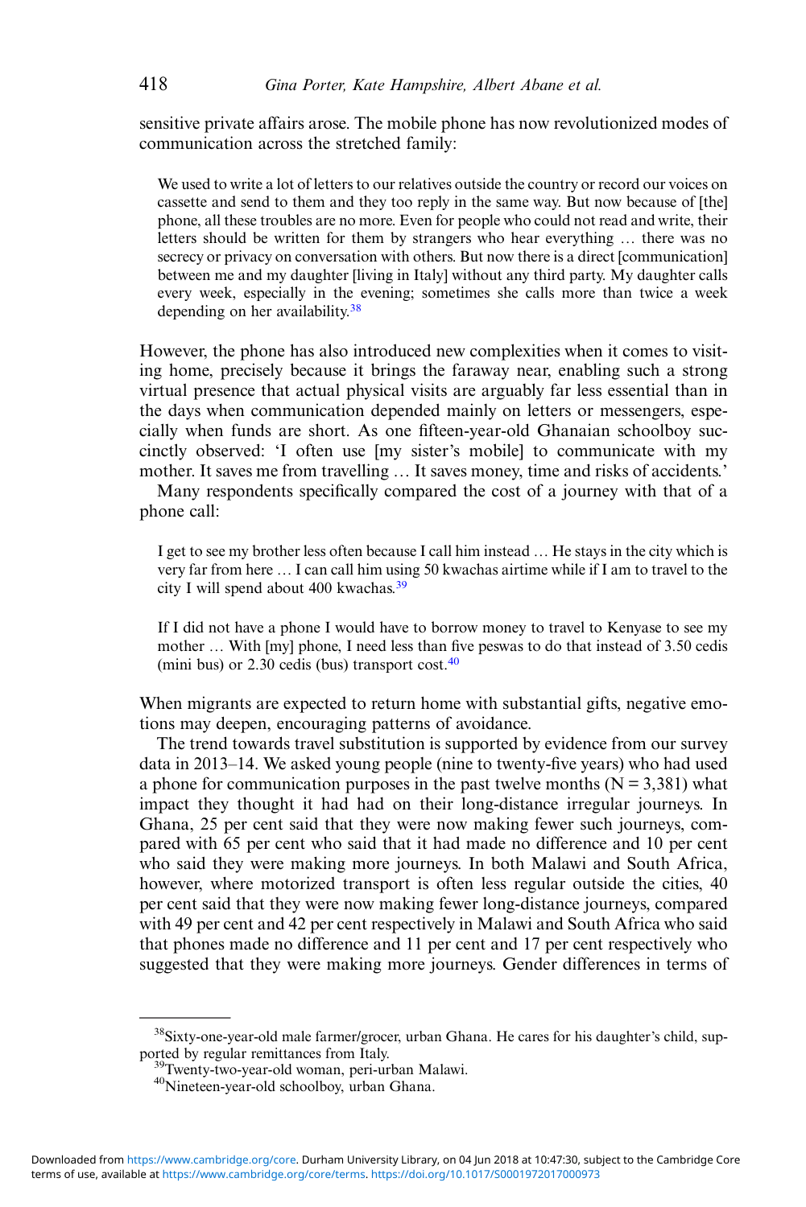sensitive private affairs arose. The mobile phone has now revolutionized modes of communication across the stretched family:

> We used to write a lot of letters to our relatives outside the country or record our voices on cassette and send to them and they too reply in the same way. But now because of [the] phone, all these troubles are no more. Even for people who could not read and write, their letters should be written for them by strangers who hear everything … there was no secrecy or privacy on conversation with others. But now there is a direct [communication] between me and my daughter [living in Italy] without any third party. My daughter calls every week, especially in the evening; sometimes she calls more than twice a week depending on her availability.[38]

However, the phone has also introduced new complexities when it comes to visiting home, precisely because it brings the faraway near, enabling such a strong virtual presence that actual physical visits are arguably far less essential than in the days when communication depended mainly on letters or messengers, especially when funds are short. As one fifteen-year-old Ghanaian schoolboy succinctly observed: 'I often use [my sister's mobile] to communicate with my mother. It saves me from travelling … It saves money, time and risks of accidents.'

Many respondents specifically compared the cost of a journey with that of a phone call:

> I get to see my brother less often because I call him instead … He stays in the city which is very far from here … I can call him using 50 kwachas airtime while if I am to travel to the city I will spend about 400 kwachas.[39]

> If I did not have a phone I would have to borrow money to travel to Kenyase to see my mother … With [my] phone, I need less than five peswas to do that instead of 3.50 cedis (mini bus) or 2.30 cedis (bus) transport cost.[40]

When migrants are expected to return home with substantial gifts, negative emotions may deepen, encouraging patterns of avoidance.

The trend towards travel substitution is supported by evidence from our survey data in 2013–14. We asked young people (nine to twenty-five years) who had used a phone for communication purposes in the past twelve months (N = 3,381) what impact they thought it had had on their long-distance irregular journeys. In Ghana, 25 per cent said that they were now making fewer such journeys, compared with 65 per cent who said that it had made no difference and 10 per cent who said they were making more journeys. In both Malawi and South Africa, however, where motorized transport is often less regular outside the cities, 40 per cent said that they were now making fewer long-distance journeys, compared with 49 per cent and 42 per cent respectively in Malawi and South Africa who said that phones made no difference and 11 per cent and 17 per cent respectively who suggested that they were making more journeys. Gender differences in terms of

---

[38] Sixty-one-year-old male farmer/grocer, urban Ghana. He cares for his daughter's child, supported by regular remittances from Italy.

[39] Twenty-two-year-old woman, peri-urban Malawi.

[40] Nineteen-year-old schoolboy, urban Ghana.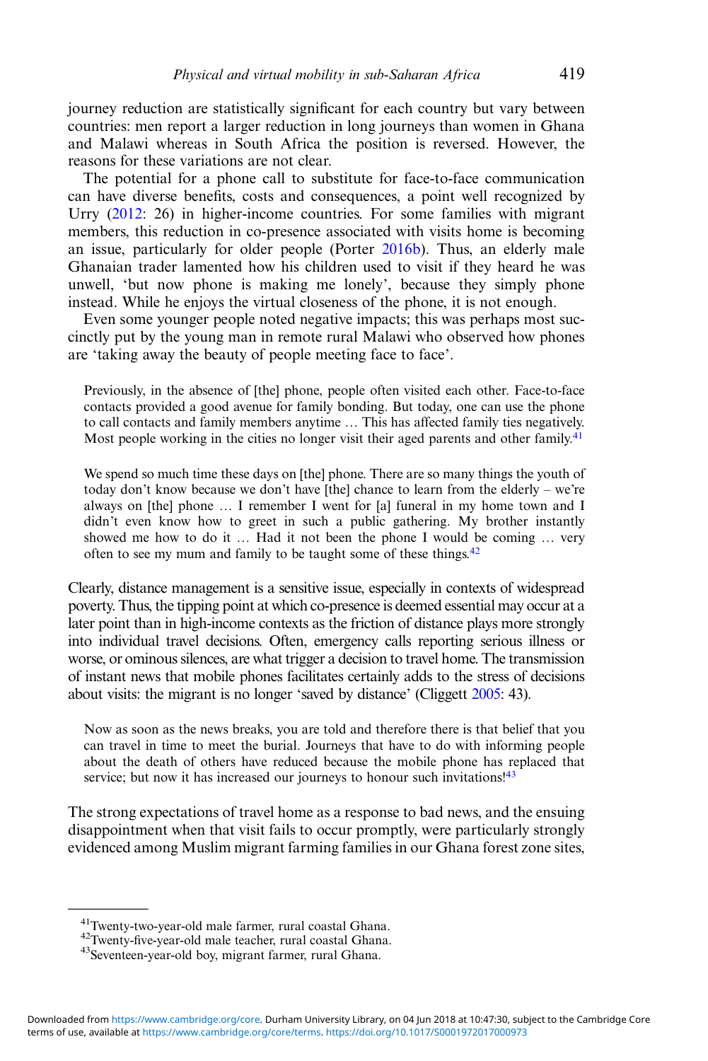journey reduction are statistically significant for each country but vary between countries: men report a larger reduction in long journeys than women in Ghana and Malawi whereas in South Africa the position is reversed. However, the reasons for these variations are not clear.

The potential for a phone call to substitute for face-to-face communication can have diverse benefits, costs and consequences, a point well recognized by Urry (2012: 26) in higher-income countries. For some families with migrant members, this reduction in co-presence associated with visits home is becoming an issue, particularly for older people (Porter 2016b). Thus, an elderly male Ghanaian trader lamented how his children used to visit if they heard he was unwell, 'but now phone is making me lonely', because they simply phone instead. While he enjoys the virtual closeness of the phone, it is not enough.

Even some younger people noted negative impacts; this was perhaps most succinctly put by the young man in remote rural Malawi who observed how phones are 'taking away the beauty of people meeting face to face'.

> Previously, in the absence of [the] phone, people often visited each other. Face-to-face contacts provided a good avenue for family bonding. But today, one can use the phone to call contacts and family members anytime … This has affected family ties negatively. Most people working in the cities no longer visit their aged parents and other family.[41]

> We spend so much time these days on [the] phone. There are so many things the youth of today don't know because we don't have [the] chance to learn from the elderly – we're always on [the] phone … I remember I went for [a] funeral in my home town and I didn't even know how to greet in such a public gathering. My brother instantly showed me how to do it … Had it not been the phone I would be coming … very often to see my mum and family to be taught some of these things.[42]

Clearly, distance management is a sensitive issue, especially in contexts of widespread poverty. Thus, the tipping point at which co-presence is deemed essential may occur at a later point than in high-income contexts as the friction of distance plays more strongly into individual travel decisions. Often, emergency calls reporting serious illness or worse, or ominous silences, are what trigger a decision to travel home. The transmission of instant news that mobile phones facilitates certainly adds to the stress of decisions about visits: the migrant is no longer 'saved by distance' (Cliggett 2005: 43).

> Now as soon as the news breaks, you are told and therefore there is that belief that you can travel in time to meet the burial. Journeys that have to do with informing people about the death of others have reduced because the mobile phone has replaced that service; but now it has increased our journeys to honour such invitations![43]

The strong expectations of travel home as a response to bad news, and the ensuing disappointment when that visit fails to occur promptly, were particularly strongly evidenced among Muslim migrant farming families in our Ghana forest zone sites,

---

[41] Twenty-two-year-old male farmer, rural coastal Ghana.
[42] Twenty-five-year-old male teacher, rural coastal Ghana.
[43] Seventeen-year-old boy, migrant farmer, rural Ghana.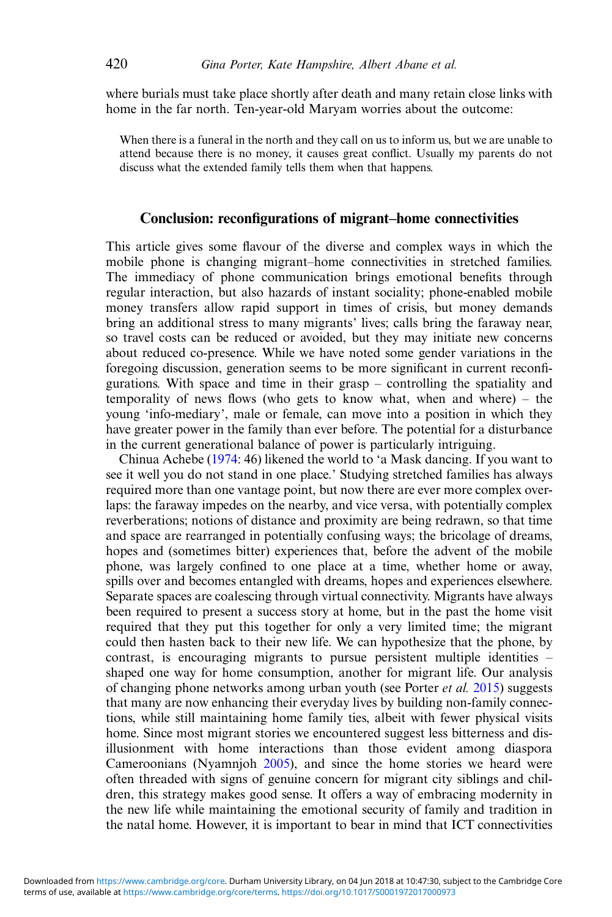where burials must take place shortly after death and many retain close links with home in the far north. Ten-year-old Maryam worries about the outcome:

> When there is a funeral in the north and they call on us to inform us, but we are unable to attend because there is no money, it causes great conflict. Usually my parents do not discuss what the extended family tells them when that happens.

## Conclusion: reconfigurations of migrant–home connectivities

This article gives some flavour of the diverse and complex ways in which the mobile phone is changing migrant–home connectivities in stretched families. The immediacy of phone communication brings emotional benefits through regular interaction, but also hazards of instant sociality; phone-enabled mobile money transfers allow rapid support in times of crisis, but money demands bring an additional stress to many migrants' lives; calls bring the faraway near, so travel costs can be reduced or avoided, but they may initiate new concerns about reduced co-presence. While we have noted some gender variations in the foregoing discussion, generation seems to be more significant in current reconfigurations. With space and time in their grasp – controlling the spatiality and temporality of news flows (who gets to know what, when and where) – the young 'info-mediary', male or female, can move into a position in which they have greater power in the family than ever before. The potential for a disturbance in the current generational balance of power is particularly intriguing.

Chinua Achebe (1974: 46) likened the world to 'a Mask dancing. If you want to see it well you do not stand in one place.' Studying stretched families has always required more than one vantage point, but now there are ever more complex overlaps: the faraway impedes on the nearby, and vice versa, with potentially complex reverberations; notions of distance and proximity are being redrawn, so that time and space are rearranged in potentially confusing ways; the bricolage of dreams, hopes and (sometimes bitter) experiences that, before the advent of the mobile phone, was largely confined to one place at a time, whether home or away, spills over and becomes entangled with dreams, hopes and experiences elsewhere. Separate spaces are coalescing through virtual connectivity. Migrants have always been required to present a success story at home, but in the past the home visit required that they put this together for only a very limited time; the migrant could then hasten back to their new life. We can hypothesize that the phone, by contrast, is encouraging migrants to pursue persistent multiple identities – shaped one way for home consumption, another for migrant life. Our analysis of changing phone networks among urban youth (see Porter *et al.* 2015) suggests that many are now enhancing their everyday lives by building non-family connections, while still maintaining home family ties, albeit with fewer physical visits home. Since most migrant stories we encountered suggest less bitterness and disillusionment with home interactions than those evident among diaspora Cameroonians (Nyamnjoh 2005), and since the home stories we heard were often threaded with signs of genuine concern for migrant city siblings and children, this strategy makes good sense. It offers a way of embracing modernity in the new life while maintaining the emotional security of family and tradition in the natal home. However, it is important to bear in mind that ICT connectivities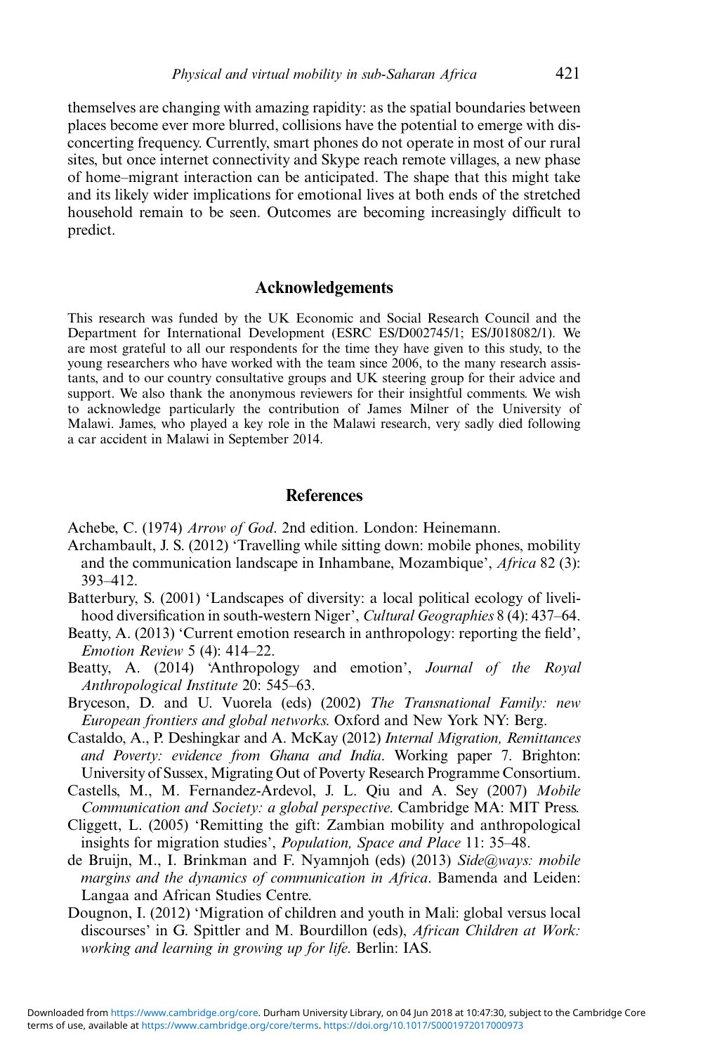themselves are changing with amazing rapidity: as the spatial boundaries between places become ever more blurred, collisions have the potential to emerge with disconcerting frequency. Currently, smart phones do not operate in most of our rural sites, but once internet connectivity and Skype reach remote villages, a new phase of home–migrant interaction can be anticipated. The shape that this might take and its likely wider implications for emotional lives at both ends of the stretched household remain to be seen. Outcomes are becoming increasingly difficult to predict.

## Acknowledgements

This research was funded by the UK Economic and Social Research Council and the Department for International Development (ESRC ES/D002745/1; ES/J018082/1). We are most grateful to all our respondents for the time they have given to this study, to the young researchers who have worked with the team since 2006, to the many research assistants, and to our country consultative groups and UK steering group for their advice and support. We also thank the anonymous reviewers for their insightful comments. We wish to acknowledge particularly the contribution of James Milner of the University of Malawi. James, who played a key role in the Malawi research, very sadly died following a car accident in Malawi in September 2014.

## References

Achebe, C. (1974) *Arrow of God*. 2nd edition. London: Heinemann.

Archambault, J. S. (2012) 'Travelling while sitting down: mobile phones, mobility and the communication landscape in Inhambane, Mozambique', *Africa* 82 (3): 393–412.

Batterbury, S. (2001) 'Landscapes of diversity: a local political ecology of livelihood diversification in south-western Niger', *Cultural Geographies* 8 (4): 437–64.

Beatty, A. (2013) 'Current emotion research in anthropology: reporting the field', *Emotion Review* 5 (4): 414–22.

Beatty, A. (2014) 'Anthropology and emotion', *Journal of the Royal Anthropological Institute* 20: 545–63.

Bryceson, D. and U. Vuorela (eds) (2002) *The Transnational Family: new European frontiers and global networks*. Oxford and New York NY: Berg.

Castaldo, A., P. Deshingkar and A. McKay (2012) *Internal Migration, Remittances and Poverty: evidence from Ghana and India*. Working paper 7. Brighton: University of Sussex, Migrating Out of Poverty Research Programme Consortium.

Castells, M., M. Fernandez-Ardevol, J. L. Qiu and A. Sey (2007) *Mobile Communication and Society: a global perspective*. Cambridge MA: MIT Press.

Cliggett, L. (2005) 'Remitting the gift: Zambian mobility and anthropological insights for migration studies', *Population, Space and Place* 11: 35–48.

de Bruijn, M., I. Brinkman and F. Nyamnjoh (eds) (2013) *Side@ways: mobile margins and the dynamics of communication in Africa*. Bamenda and Leiden: Langaa and African Studies Centre.

Dougnon, I. (2012) 'Migration of children and youth in Mali: global versus local discourses' in G. Spittler and M. Bourdillon (eds), *African Children at Work: working and learning in growing up for life*. Berlin: IAS.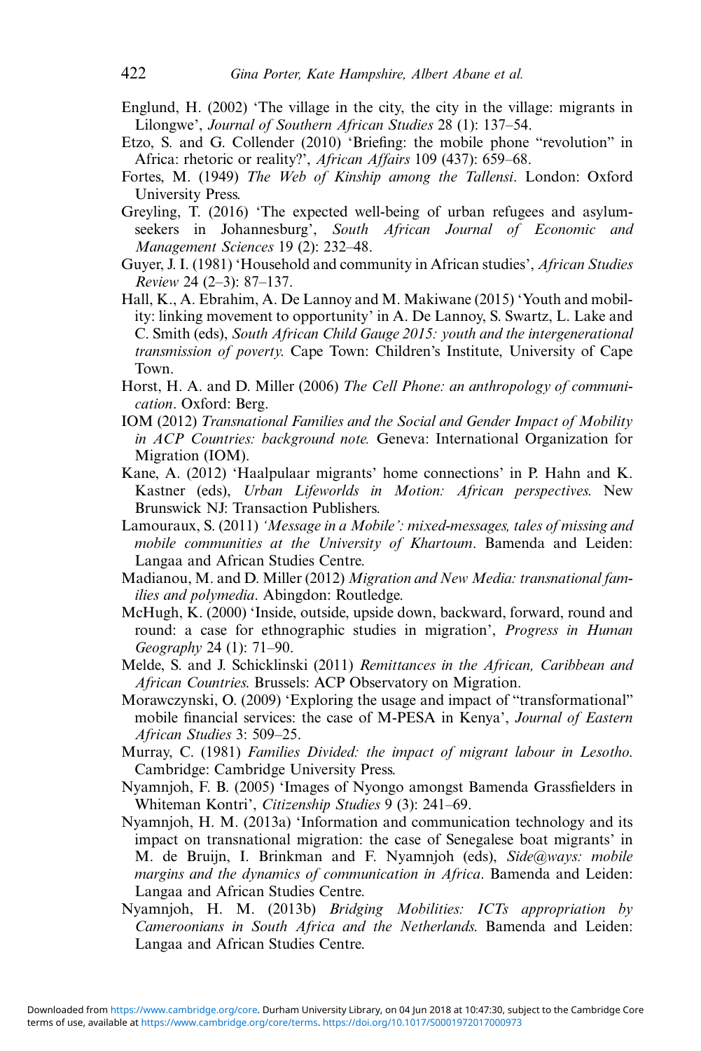Englund, H. (2002) 'The village in the city, the city in the village: migrants in Lilongwe', *Journal of Southern African Studies* 28 (1): 137–54.

Etzo, S. and G. Collender (2010) 'Briefing: the mobile phone "revolution" in Africa: rhetoric or reality?', *African Affairs* 109 (437): 659–68.

Fortes, M. (1949) *The Web of Kinship among the Tallensi*. London: Oxford University Press.

Greyling, T. (2016) 'The expected well-being of urban refugees and asylum-seekers in Johannesburg', *South African Journal of Economic and Management Sciences* 19 (2): 232–48.

Guyer, J. I. (1981) 'Household and community in African studies', *African Studies Review* 24 (2–3): 87–137.

Hall, K., A. Ebrahim, A. De Lannoy and M. Makiwane (2015) 'Youth and mobility: linking movement to opportunity' in A. De Lannoy, S. Swartz, L. Lake and C. Smith (eds), *South African Child Gauge 2015: youth and the intergenerational transmission of poverty*. Cape Town: Children's Institute, University of Cape Town.

Horst, H. A. and D. Miller (2006) *The Cell Phone: an anthropology of communication*. Oxford: Berg.

IOM (2012) *Transnational Families and the Social and Gender Impact of Mobility in ACP Countries: background note.* Geneva: International Organization for Migration (IOM).

Kane, A. (2012) 'Haalpulaar migrants' home connections' in P. Hahn and K. Kastner (eds), *Urban Lifeworlds in Motion: African perspectives*. New Brunswick NJ: Transaction Publishers.

Lamouraux, S. (2011) *'Message in a Mobile': mixed-messages, tales of missing and mobile communities at the University of Khartoum*. Bamenda and Leiden: Langaa and African Studies Centre.

Madianou, M. and D. Miller (2012) *Migration and New Media: transnational families and polymedia*. Abingdon: Routledge.

McHugh, K. (2000) 'Inside, outside, upside down, backward, forward, round and round: a case for ethnographic studies in migration', *Progress in Human Geography* 24 (1): 71–90.

Melde, S. and J. Schicklinski (2011) *Remittances in the African, Caribbean and African Countries.* Brussels: ACP Observatory on Migration.

Morawczynski, O. (2009) 'Exploring the usage and impact of "transformational" mobile financial services: the case of M-PESA in Kenya', *Journal of Eastern African Studies* 3: 509–25.

Murray, C. (1981) *Families Divided: the impact of migrant labour in Lesotho*. Cambridge: Cambridge University Press.

Nyamnjoh, F. B. (2005) 'Images of Nyongo amongst Bamenda Grassfielders in Whiteman Kontri', *Citizenship Studies* 9 (3): 241–69.

Nyamnjoh, H. M. (2013a) 'Information and communication technology and its impact on transnational migration: the case of Senegalese boat migrants' in M. de Bruijn, I. Brinkman and F. Nyamnjoh (eds), *Side@ways: mobile margins and the dynamics of communication in Africa*. Bamenda and Leiden: Langaa and African Studies Centre.

Nyamnjoh, H. M. (2013b) *Bridging Mobilities: ICTs appropriation by Cameroonians in South Africa and the Netherlands.* Bamenda and Leiden: Langaa and African Studies Centre.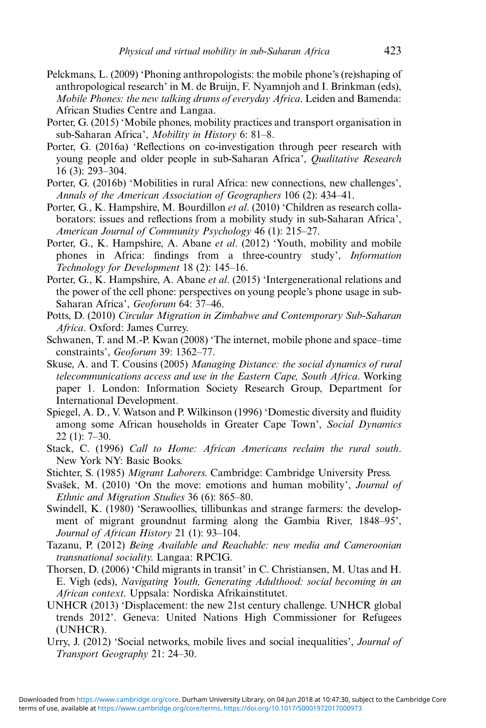Pelckmans, L. (2009) 'Phoning anthropologists: the mobile phone's (re)shaping of anthropological research' in M. de Bruijn, F. Nyamnjoh and I. Brinkman (eds), *Mobile Phones: the new talking drums of everyday Africa*. Leiden and Bamenda: African Studies Centre and Langaa.

Porter, G. (2015) 'Mobile phones, mobility practices and transport organisation in sub-Saharan Africa', *Mobility in History* 6: 81–8.

Porter, G. (2016a) 'Reflections on co-investigation through peer research with young people and older people in sub-Saharan Africa', *Qualitative Research* 16 (3): 293–304.

Porter, G. (2016b) 'Mobilities in rural Africa: new connections, new challenges', *Annals of the American Association of Geographers* 106 (2): 434–41.

Porter, G., K. Hampshire, M. Bourdillon *et al*. (2010) 'Children as research collaborators: issues and reflections from a mobility study in sub-Saharan Africa', *American Journal of Community Psychology* 46 (1): 215–27.

Porter, G., K. Hampshire, A. Abane *et al*. (2012) 'Youth, mobility and mobile phones in Africa: findings from a three-country study', *Information Technology for Development* 18 (2): 145–16.

Porter, G., K. Hampshire, A. Abane *et al*. (2015) 'Intergenerational relations and the power of the cell phone: perspectives on young people's phone usage in sub-Saharan Africa', *Geoforum* 64: 37–46.

Potts, D. (2010) *Circular Migration in Zimbabwe and Contemporary Sub-Saharan Africa*. Oxford: James Currey.

Schwanen, T. and M.-P. Kwan (2008) 'The internet, mobile phone and space–time constraints', *Geoforum* 39: 1362–77.

Skuse, A. and T. Cousins (2005) *Managing Distance: the social dynamics of rural telecommunications access and use in the Eastern Cape, South Africa*. Working paper 1. London: Information Society Research Group, Department for International Development.

Spiegel, A. D., V. Watson and P. Wilkinson (1996) 'Domestic diversity and fluidity among some African households in Greater Cape Town', *Social Dynamics* 22 (1): 7–30.

Stack, C. (1996) *Call to Home: African Americans reclaim the rural south*. New York NY: Basic Books.

Stichter, S. (1985) *Migrant Laborers*. Cambridge: Cambridge University Press.

Svašek, M. (2010) 'On the move: emotions and human mobility', *Journal of Ethnic and Migration Studies* 36 (6): 865–80.

Swindell, K. (1980) 'Serawoollies, tillibunkas and strange farmers: the development of migrant groundnut farming along the Gambia River, 1848–95', *Journal of African History* 21 (1): 93–104.

Tazanu, P. (2012) *Being Available and Reachable: new media and Cameroonian transnational sociality*. Langaa: RPCIG.

Thorsen, D. (2006) 'Child migrants in transit' in C. Christiansen, M. Utas and H. E. Vigh (eds), *Navigating Youth, Generating Adulthood: social becoming in an African context*. Uppsala: Nordiska Afrikainstitutet.

UNHCR (2013) 'Displacement: the new 21st century challenge. UNHCR global trends 2012'. Geneva: United Nations High Commissioner for Refugees (UNHCR).

Urry, J. (2012) 'Social networks, mobile lives and social inequalities', *Journal of Transport Geography* 21: 24–30.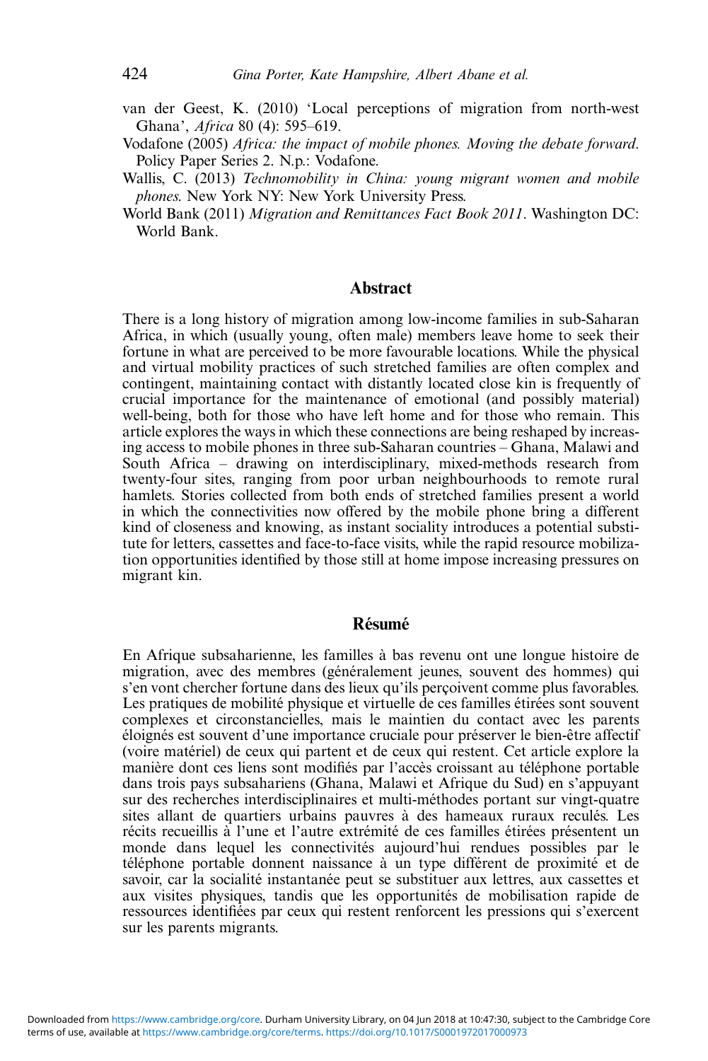van der Geest, K. (2010) 'Local perceptions of migration from north-west Ghana', *Africa* 80 (4): 595–619.

Vodafone (2005) *Africa: the impact of mobile phones. Moving the debate forward*. Policy Paper Series 2. N.p.: Vodafone.

Wallis, C. (2013) *Technomobility in China: young migrant women and mobile phones*. New York NY: New York University Press.

World Bank (2011) *Migration and Remittances Fact Book 2011*. Washington DC: World Bank.

## Abstract

There is a long history of migration among low-income families in sub-Saharan Africa, in which (usually young, often male) members leave home to seek their fortune in what are perceived to be more favourable locations. While the physical and virtual mobility practices of such stretched families are often complex and contingent, maintaining contact with distantly located close kin is frequently of crucial importance for the maintenance of emotional (and possibly material) well-being, both for those who have left home and for those who remain. This article explores the ways in which these connections are being reshaped by increasing access to mobile phones in three sub-Saharan countries – Ghana, Malawi and South Africa – drawing on interdisciplinary, mixed-methods research from twenty-four sites, ranging from poor urban neighbourhoods to remote rural hamlets. Stories collected from both ends of stretched families present a world in which the connectivities now offered by the mobile phone bring a different kind of closeness and knowing, as instant sociality introduces a potential substitute for letters, cassettes and face-to-face visits, while the rapid resource mobilization opportunities identified by those still at home impose increasing pressures on migrant kin.

## Résumé

En Afrique subsaharienne, les familles à bas revenu ont une longue histoire de migration, avec des membres (généralement jeunes, souvent des hommes) qui s'en vont chercher fortune dans des lieux qu'ils perçoivent comme plus favorables. Les pratiques de mobilité physique et virtuelle de ces familles étirées sont souvent complexes et circonstancielles, mais le maintien du contact avec les parents éloignés est souvent d'une importance cruciale pour préserver le bien-être affectif (voire matériel) de ceux qui partent et de ceux qui restent. Cet article explore la manière dont ces liens sont modifiés par l'accès croissant au téléphone portable dans trois pays subsahariens (Ghana, Malawi et Afrique du Sud) en s'appuyant sur des recherches interdisciplinaires et multi-méthodes portant sur vingt-quatre sites allant de quartiers urbains pauvres à des hameaux ruraux reculés. Les récits recueillis à l'une et l'autre extrémité de ces familles étirées présentent un monde dans lequel les connectivités aujourd'hui rendues possibles par le téléphone portable donnent naissance à un type différent de proximité et de savoir, car la socialité instantanée peut se substituer aux lettres, aux cassettes et aux visites physiques, tandis que les opportunités de mobilisation rapide de ressources identifiées par ceux qui restent renforcent les pressions qui s'exercent sur les parents migrants.